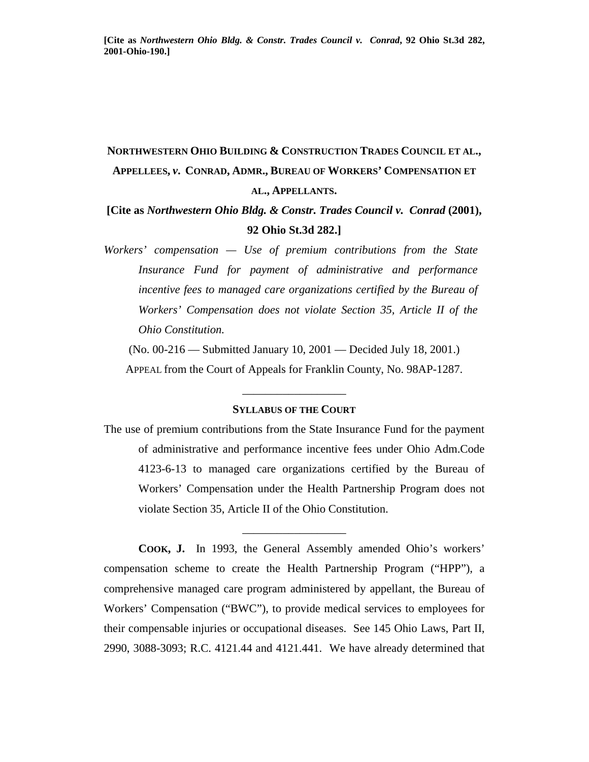**[Cite as *Northwestern Ohio Bldg. & Constr. Trades Council v. Conrad*, 92 Ohio St.3d 282, 2001-Ohio-190.]**

# NORTHWESTERN OHIO BUILDING & CONSTRUCTION TRADES COUNCIL ET AL., APPELLEES, *v.* CONRAD, ADMR., BUREAU OF WORKERS' COMPENSATION ET AL., APPELLANTS.

**[Cite as *Northwestern Ohio Bldg. & Constr. Trades Council v. Conrad* (2001), 92 Ohio St.3d 282.]**

*Workers' compensation — Use of premium contributions from the State Insurance Fund for payment of administrative and performance incentive fees to managed care organizations certified by the Bureau of Workers' Compensation does not violate Section 35, Article II of the Ohio Constitution.*

(No. 00-216 — Submitted January 10, 2001 — Decided July 18, 2001.)

APPEAL from the Court of Appeals for Franklin County, No. 98AP-1287.

---

**SYLLABUS OF THE COURT**

The use of premium contributions from the State Insurance Fund for the payment of administrative and performance incentive fees under Ohio Adm.Code 4123-6-13 to managed care organizations certified by the Bureau of Workers' Compensation under the Health Partnership Program does not violate Section 35, Article II of the Ohio Constitution.

---

**COOK, J.** In 1993, the General Assembly amended Ohio's workers' compensation scheme to create the Health Partnership Program ("HPP"), a comprehensive managed care program administered by appellant, the Bureau of Workers' Compensation ("BWC"), to provide medical services to employees for their compensable injuries or occupational diseases. See 145 Ohio Laws, Part II, 2990, 3088-3093; R.C. 4121.44 and 4121.441. We have already determined that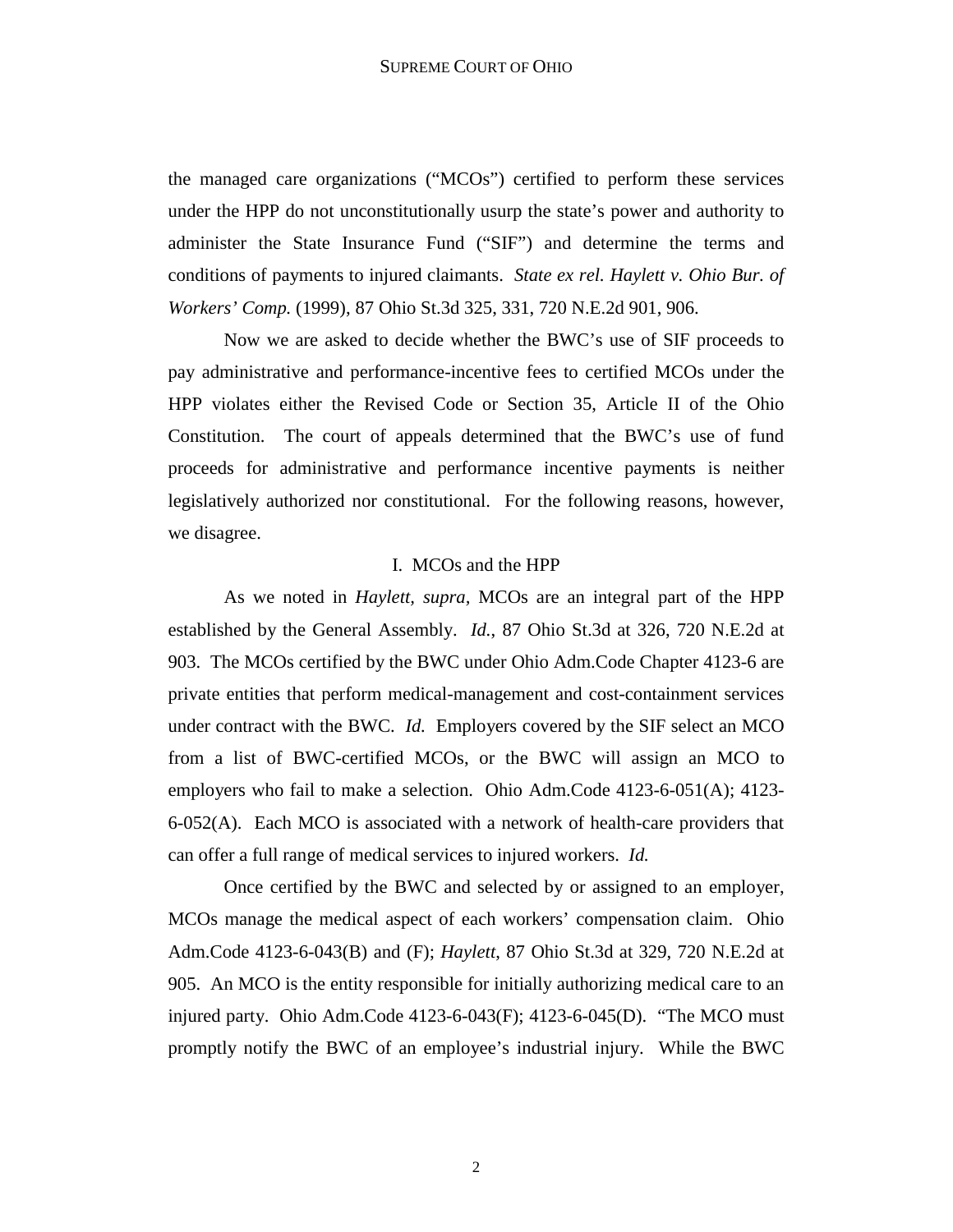the managed care organizations ("MCOs") certified to perform these services under the HPP do not unconstitutionally usurp the state's power and authority to administer the State Insurance Fund ("SIF") and determine the terms and conditions of payments to injured claimants. *State ex rel. Haylett v. Ohio Bur. of Workers' Comp.* (1999), 87 Ohio St.3d 325, 331, 720 N.E.2d 901, 906.

Now we are asked to decide whether the BWC's use of SIF proceeds to pay administrative and performance-incentive fees to certified MCOs under the HPP violates either the Revised Code or Section 35, Article II of the Ohio Constitution. The court of appeals determined that the BWC's use of fund proceeds for administrative and performance incentive payments is neither legislatively authorized nor constitutional. For the following reasons, however, we disagree.

## I. MCOs and the HPP

As we noted in *Haylett, supra,* MCOs are an integral part of the HPP established by the General Assembly. *Id.*, 87 Ohio St.3d at 326, 720 N.E.2d at 903. The MCOs certified by the BWC under Ohio Adm.Code Chapter 4123-6 are private entities that perform medical-management and cost-containment services under contract with the BWC. *Id.* Employers covered by the SIF select an MCO from a list of BWC-certified MCOs, or the BWC will assign an MCO to employers who fail to make a selection. Ohio Adm.Code 4123-6-051(A); 4123-6-052(A). Each MCO is associated with a network of health-care providers that can offer a full range of medical services to injured workers. *Id.*

Once certified by the BWC and selected by or assigned to an employer, MCOs manage the medical aspect of each workers' compensation claim. Ohio Adm.Code 4123-6-043(B) and (F); *Haylett*, 87 Ohio St.3d at 329, 720 N.E.2d at 905. An MCO is the entity responsible for initially authorizing medical care to an injured party. Ohio Adm.Code 4123-6-043(F); 4123-6-045(D). "The MCO must promptly notify the BWC of an employee's industrial injury. While the BWC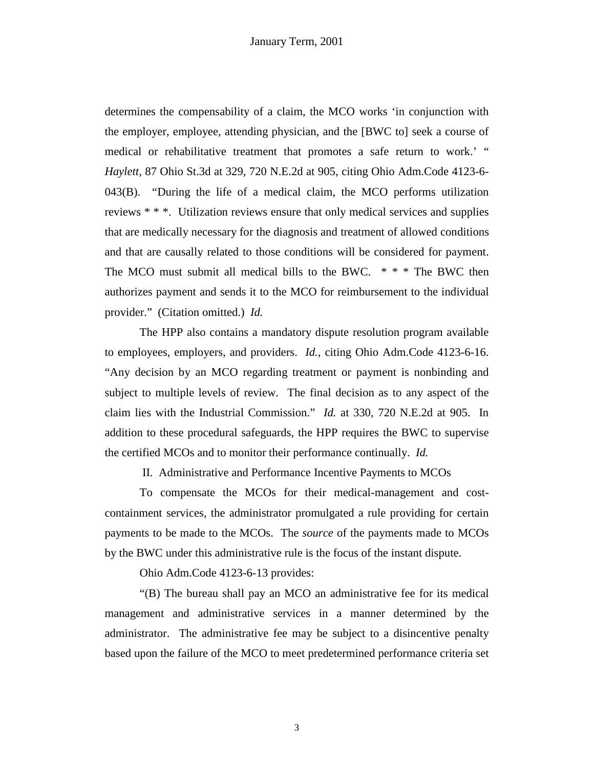determines the compensability of a claim, the MCO works 'in conjunction with the employer, employee, attending physician, and the [BWC to] seek a course of medical or rehabilitative treatment that promotes a safe return to work.' " *Haylett*, 87 Ohio St.3d at 329, 720 N.E.2d at 905, citing Ohio Adm.Code 4123-6-043(B). "During the life of a medical claim, the MCO performs utilization reviews * * *. Utilization reviews ensure that only medical services and supplies that are medically necessary for the diagnosis and treatment of allowed conditions and that are causally related to those conditions will be considered for payment. The MCO must submit all medical bills to the BWC. * * * The BWC then authorizes payment and sends it to the MCO for reimbursement to the individual provider." (Citation omitted.) *Id.*

The HPP also contains a mandatory dispute resolution program available to employees, employers, and providers. *Id.*, citing Ohio Adm.Code 4123-6-16. "Any decision by an MCO regarding treatment or payment is nonbinding and subject to multiple levels of review. The final decision as to any aspect of the claim lies with the Industrial Commission." *Id.* at 330, 720 N.E.2d at 905. In addition to these procedural safeguards, the HPP requires the BWC to supervise the certified MCOs and to monitor their performance continually. *Id.*

## II. Administrative and Performance Incentive Payments to MCOs

To compensate the MCOs for their medical-management and cost-containment services, the administrator promulgated a rule providing for certain payments to be made to the MCOs. The *source* of the payments made to MCOs by the BWC under this administrative rule is the focus of the instant dispute.

Ohio Adm.Code 4123-6-13 provides:

"(B) The bureau shall pay an MCO an administrative fee for its medical management and administrative services in a manner determined by the administrator. The administrative fee may be subject to a disincentive penalty based upon the failure of the MCO to meet predetermined performance criteria set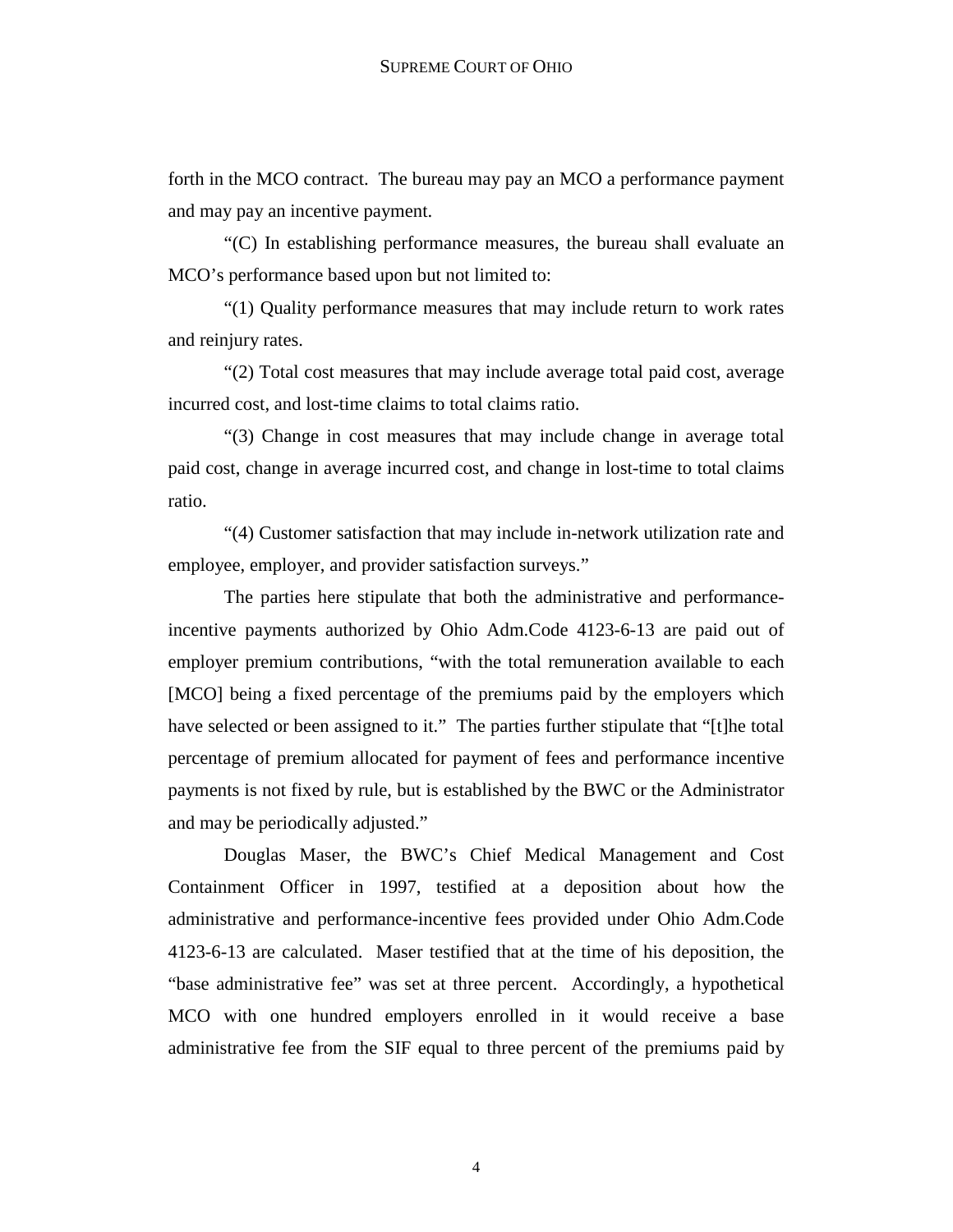forth in the MCO contract. The bureau may pay an MCO a performance payment and may pay an incentive payment.

"(C) In establishing performance measures, the bureau shall evaluate an MCO's performance based upon but not limited to:

"(1) Quality performance measures that may include return to work rates and reinjury rates.

"(2) Total cost measures that may include average total paid cost, average incurred cost, and lost-time claims to total claims ratio.

"(3) Change in cost measures that may include change in average total paid cost, change in average incurred cost, and change in lost-time to total claims ratio.

"(4) Customer satisfaction that may include in-network utilization rate and employee, employer, and provider satisfaction surveys."

The parties here stipulate that both the administrative and performance-incentive payments authorized by Ohio Adm.Code 4123-6-13 are paid out of employer premium contributions, "with the total remuneration available to each [MCO] being a fixed percentage of the premiums paid by the employers which have selected or been assigned to it." The parties further stipulate that "[t]he total percentage of premium allocated for payment of fees and performance incentive payments is not fixed by rule, but is established by the BWC or the Administrator and may be periodically adjusted."

Douglas Maser, the BWC's Chief Medical Management and Cost Containment Officer in 1997, testified at a deposition about how the administrative and performance-incentive fees provided under Ohio Adm.Code 4123-6-13 are calculated. Maser testified that at the time of his deposition, the "base administrative fee" was set at three percent. Accordingly, a hypothetical MCO with one hundred employers enrolled in it would receive a base administrative fee from the SIF equal to three percent of the premiums paid by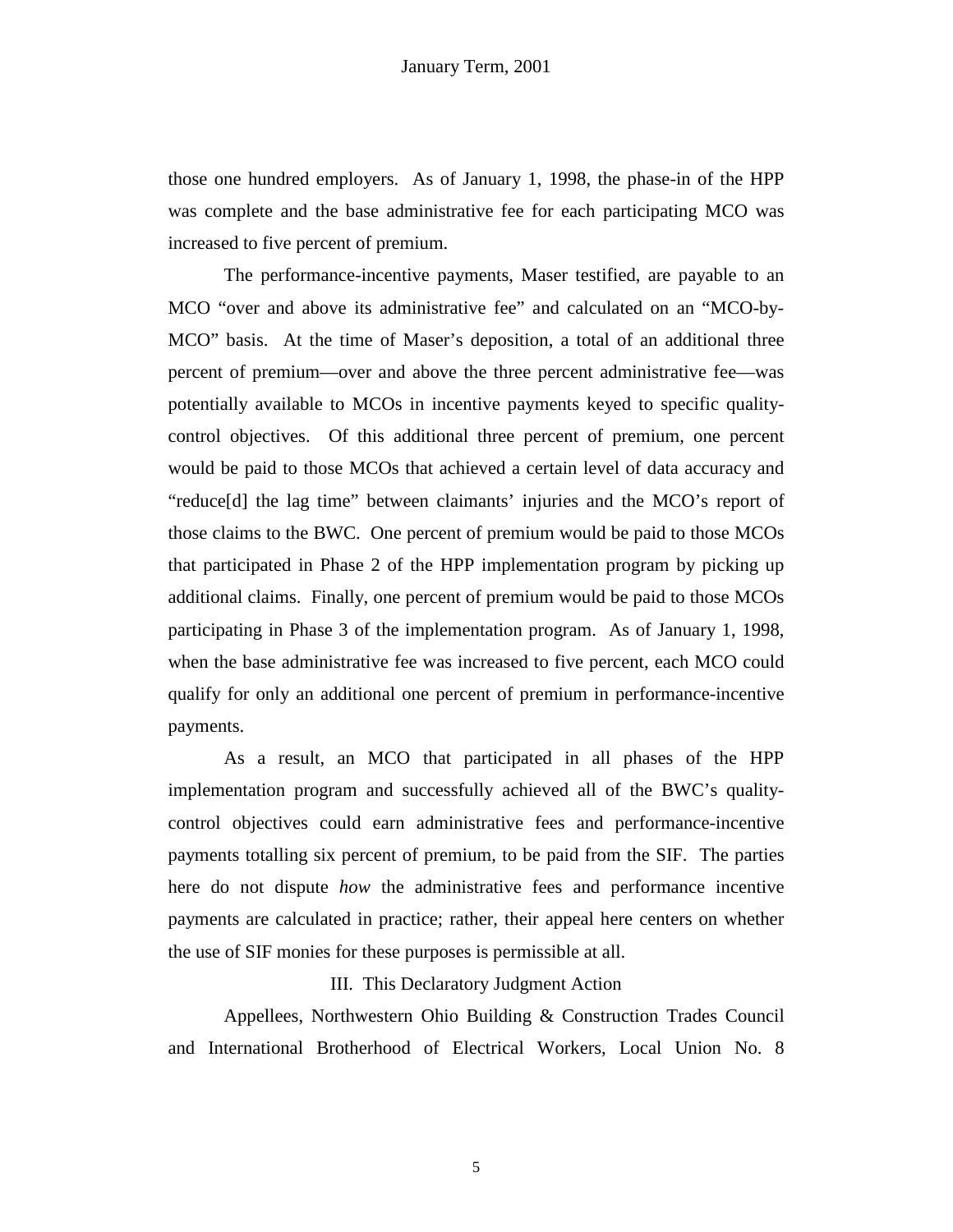those one hundred employers. As of January 1, 1998, the phase-in of the HPP was complete and the base administrative fee for each participating MCO was increased to five percent of premium.

The performance-incentive payments, Maser testified, are payable to an MCO "over and above its administrative fee" and calculated on an "MCO-by-MCO" basis. At the time of Maser's deposition, a total of an additional three percent of premium—over and above the three percent administrative fee—was potentially available to MCOs in incentive payments keyed to specific quality-control objectives. Of this additional three percent of premium, one percent would be paid to those MCOs that achieved a certain level of data accuracy and "reduce[d] the lag time" between claimants' injuries and the MCO's report of those claims to the BWC. One percent of premium would be paid to those MCOs that participated in Phase 2 of the HPP implementation program by picking up additional claims. Finally, one percent of premium would be paid to those MCOs participating in Phase 3 of the implementation program. As of January 1, 1998, when the base administrative fee was increased to five percent, each MCO could qualify for only an additional one percent of premium in performance-incentive payments.

As a result, an MCO that participated in all phases of the HPP implementation program and successfully achieved all of the BWC's quality-control objectives could earn administrative fees and performance-incentive payments totalling six percent of premium, to be paid from the SIF. The parties here do not dispute *how* the administrative fees and performance incentive payments are calculated in practice; rather, their appeal here centers on whether the use of SIF monies for these purposes is permissible at all.

### III. This Declaratory Judgment Action

Appellees, Northwestern Ohio Building & Construction Trades Council and International Brotherhood of Electrical Workers, Local Union No. 8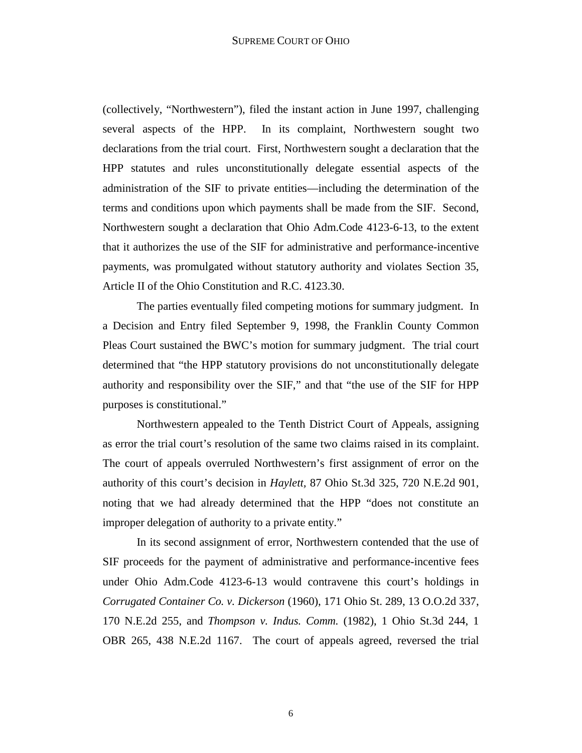(collectively, "Northwestern"), filed the instant action in June 1997, challenging several aspects of the HPP. In its complaint, Northwestern sought two declarations from the trial court. First, Northwestern sought a declaration that the HPP statutes and rules unconstitutionally delegate essential aspects of the administration of the SIF to private entities—including the determination of the terms and conditions upon which payments shall be made from the SIF. Second, Northwestern sought a declaration that Ohio Adm.Code 4123-6-13, to the extent that it authorizes the use of the SIF for administrative and performance-incentive payments, was promulgated without statutory authority and violates Section 35, Article II of the Ohio Constitution and R.C. 4123.30.

The parties eventually filed competing motions for summary judgment. In a Decision and Entry filed September 9, 1998, the Franklin County Common Pleas Court sustained the BWC's motion for summary judgment. The trial court determined that "the HPP statutory provisions do not unconstitutionally delegate authority and responsibility over the SIF," and that "the use of the SIF for HPP purposes is constitutional."

Northwestern appealed to the Tenth District Court of Appeals, assigning as error the trial court's resolution of the same two claims raised in its complaint. The court of appeals overruled Northwestern's first assignment of error on the authority of this court's decision in *Haylett,* 87 Ohio St.3d 325, 720 N.E.2d 901, noting that we had already determined that the HPP "does not constitute an improper delegation of authority to a private entity."

In its second assignment of error, Northwestern contended that the use of SIF proceeds for the payment of administrative and performance-incentive fees under Ohio Adm.Code 4123-6-13 would contravene this court's holdings in *Corrugated Container Co. v. Dickerson* (1960), 171 Ohio St. 289, 13 O.O.2d 337, 170 N.E.2d 255, and *Thompson v. Indus. Comm.* (1982), 1 Ohio St.3d 244, 1 OBR 265, 438 N.E.2d 1167. The court of appeals agreed, reversed the trial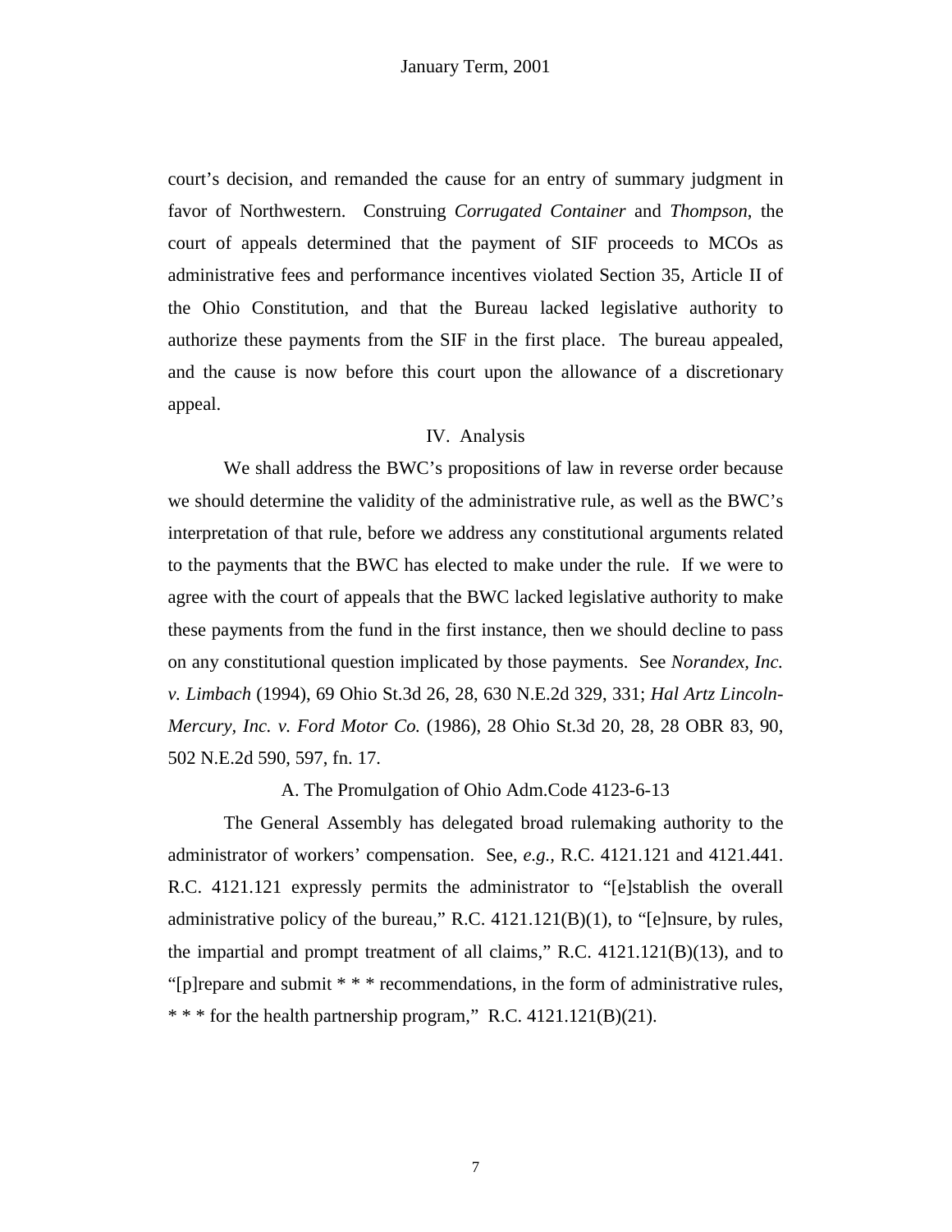court's decision, and remanded the cause for an entry of summary judgment in favor of Northwestern. Construing *Corrugated Container* and *Thompson*, the court of appeals determined that the payment of SIF proceeds to MCOs as administrative fees and performance incentives violated Section 35, Article II of the Ohio Constitution, and that the Bureau lacked legislative authority to authorize these payments from the SIF in the first place. The bureau appealed, and the cause is now before this court upon the allowance of a discretionary appeal.

## IV. Analysis

We shall address the BWC's propositions of law in reverse order because we should determine the validity of the administrative rule, as well as the BWC's interpretation of that rule, before we address any constitutional arguments related to the payments that the BWC has elected to make under the rule. If we were to agree with the court of appeals that the BWC lacked legislative authority to make these payments from the fund in the first instance, then we should decline to pass on any constitutional question implicated by those payments. See *Norandex, Inc. v. Limbach* (1994), 69 Ohio St.3d 26, 28, 630 N.E.2d 329, 331; *Hal Artz Lincoln-Mercury, Inc. v. Ford Motor Co.* (1986), 28 Ohio St.3d 20, 28, 28 OBR 83, 90, 502 N.E.2d 590, 597, fn. 17.

### A. The Promulgation of Ohio Adm.Code 4123-6-13

The General Assembly has delegated broad rulemaking authority to the administrator of workers' compensation. See, *e.g.*, R.C. 4121.121 and 4121.441. R.C. 4121.121 expressly permits the administrator to "[e]stablish the overall administrative policy of the bureau," R.C. 4121.121(B)(1), to "[e]nsure, by rules, the impartial and prompt treatment of all claims," R.C. 4121.121(B)(13), and to "[p]repare and submit * * * recommendations, in the form of administrative rules, * * * for the health partnership program," R.C. 4121.121(B)(21).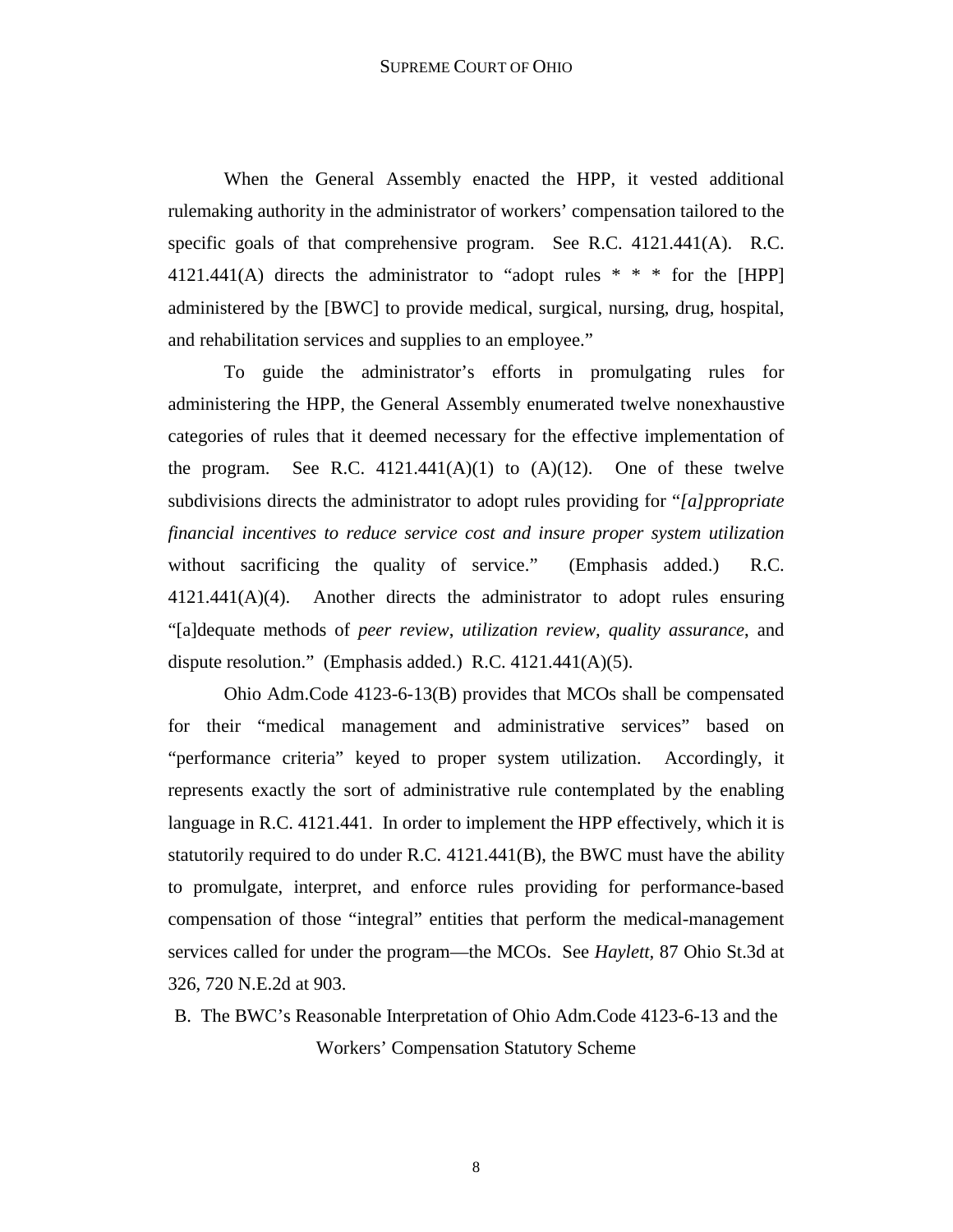When the General Assembly enacted the HPP, it vested additional rulemaking authority in the administrator of workers' compensation tailored to the specific goals of that comprehensive program. See R.C. 4121.441(A). R.C. 4121.441(A) directs the administrator to "adopt rules * * * for the [HPP] administered by the [BWC] to provide medical, surgical, nursing, drug, hospital, and rehabilitation services and supplies to an employee."

To guide the administrator's efforts in promulgating rules for administering the HPP, the General Assembly enumerated twelve nonexhaustive categories of rules that it deemed necessary for the effective implementation of the program. See R.C. 4121.441(A)(1) to (A)(12). One of these twelve subdivisions directs the administrator to adopt rules providing for "*[a]ppropriate financial incentives to reduce service cost and insure proper system utilization* without sacrificing the quality of service." (Emphasis added.) R.C. 4121.441(A)(4). Another directs the administrator to adopt rules ensuring "[a]dequate methods of *peer review*, *utilization review, quality assurance*, and dispute resolution." (Emphasis added.) R.C. 4121.441(A)(5).

Ohio Adm.Code 4123-6-13(B) provides that MCOs shall be compensated for their "medical management and administrative services" based on "performance criteria" keyed to proper system utilization. Accordingly, it represents exactly the sort of administrative rule contemplated by the enabling language in R.C. 4121.441. In order to implement the HPP effectively, which it is statutorily required to do under R.C. 4121.441(B), the BWC must have the ability to promulgate, interpret, and enforce rules providing for performance-based compensation of those "integral" entities that perform the medical-management services called for under the program—the MCOs. See *Haylett,* 87 Ohio St.3d at 326, 720 N.E.2d at 903.

## B. The BWC's Reasonable Interpretation of Ohio Adm.Code 4123-6-13 and the Workers' Compensation Statutory Scheme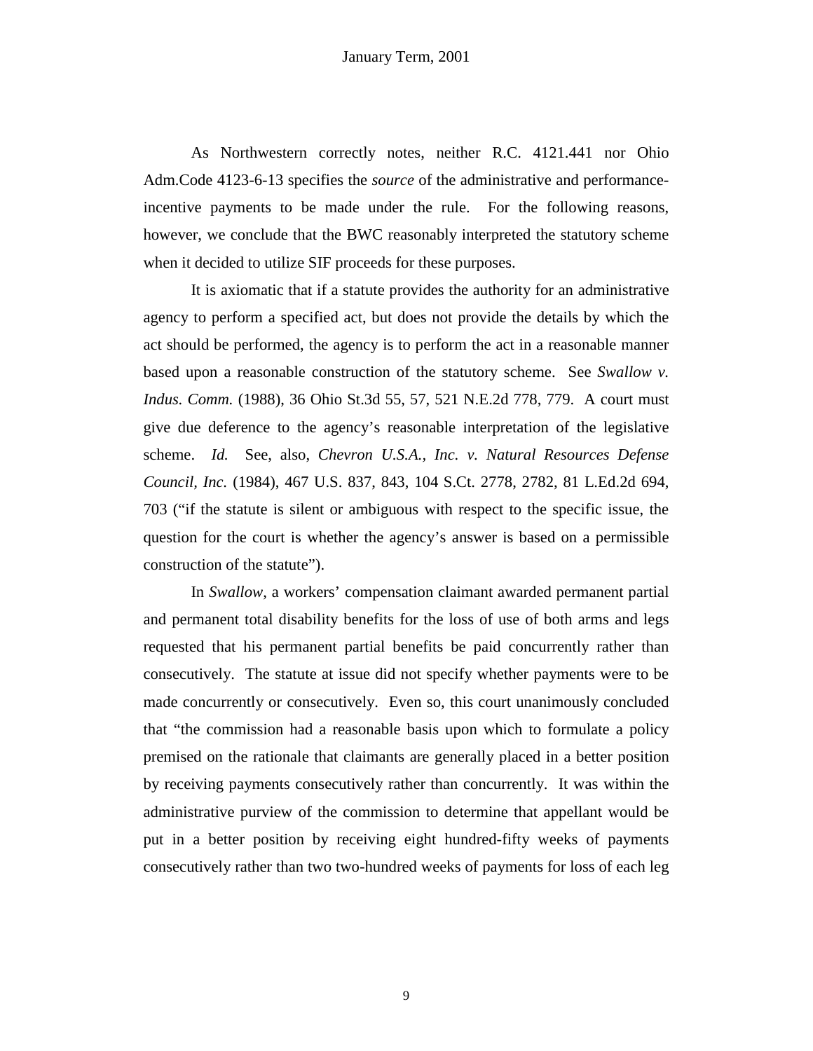As Northwestern correctly notes, neither R.C. 4121.441 nor Ohio Adm.Code 4123-6-13 specifies the *source* of the administrative and performance-incentive payments to be made under the rule. For the following reasons, however, we conclude that the BWC reasonably interpreted the statutory scheme when it decided to utilize SIF proceeds for these purposes.

It is axiomatic that if a statute provides the authority for an administrative agency to perform a specified act, but does not provide the details by which the act should be performed, the agency is to perform the act in a reasonable manner based upon a reasonable construction of the statutory scheme. See *Swallow v. Indus. Comm.* (1988), 36 Ohio St.3d 55, 57, 521 N.E.2d 778, 779. A court must give due deference to the agency's reasonable interpretation of the legislative scheme. *Id.* See, also, *Chevron U.S.A., Inc. v. Natural Resources Defense Council, Inc.* (1984), 467 U.S. 837, 843, 104 S.Ct. 2778, 2782, 81 L.Ed.2d 694, 703 ("if the statute is silent or ambiguous with respect to the specific issue, the question for the court is whether the agency's answer is based on a permissible construction of the statute").

In *Swallow*, a workers' compensation claimant awarded permanent partial and permanent total disability benefits for the loss of use of both arms and legs requested that his permanent partial benefits be paid concurrently rather than consecutively. The statute at issue did not specify whether payments were to be made concurrently or consecutively. Even so, this court unanimously concluded that "the commission had a reasonable basis upon which to formulate a policy premised on the rationale that claimants are generally placed in a better position by receiving payments consecutively rather than concurrently. It was within the administrative purview of the commission to determine that appellant would be put in a better position by receiving eight hundred-fifty weeks of payments consecutively rather than two two-hundred weeks of payments for loss of each leg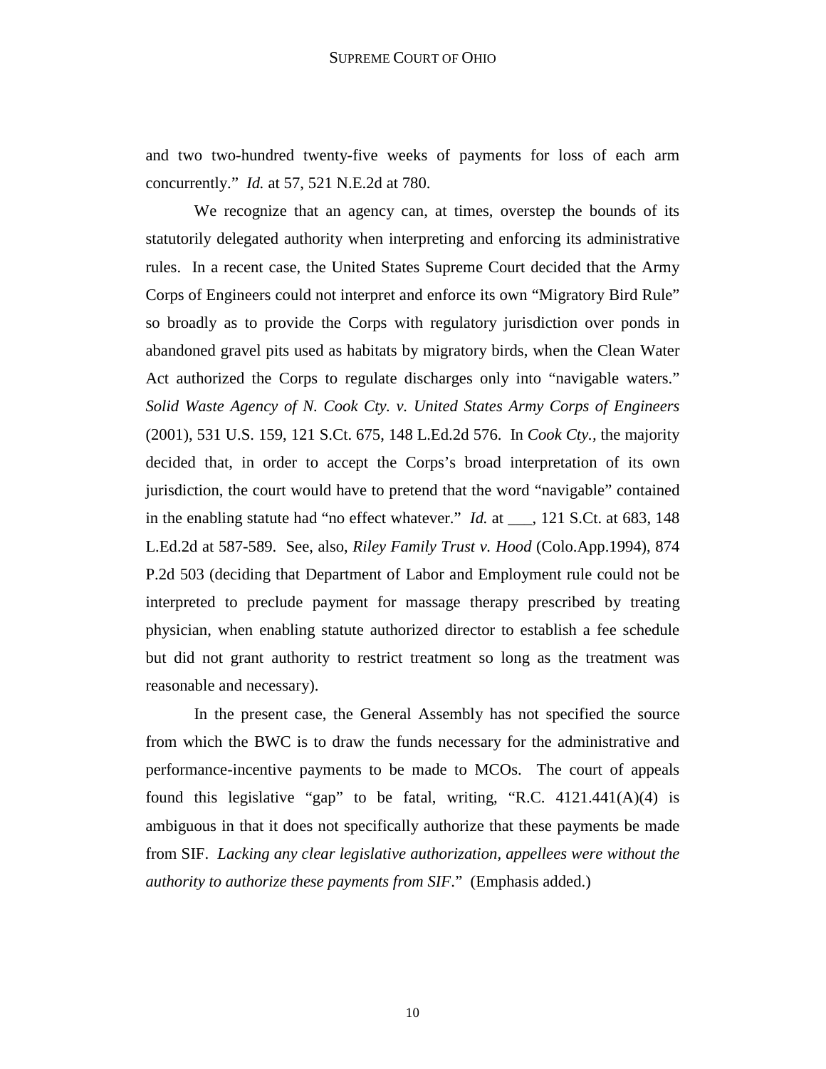and two two-hundred twenty-five weeks of payments for loss of each arm concurrently." *Id.* at 57, 521 N.E.2d at 780.

We recognize that an agency can, at times, overstep the bounds of its statutorily delegated authority when interpreting and enforcing its administrative rules. In a recent case, the United States Supreme Court decided that the Army Corps of Engineers could not interpret and enforce its own "Migratory Bird Rule" so broadly as to provide the Corps with regulatory jurisdiction over ponds in abandoned gravel pits used as habitats by migratory birds, when the Clean Water Act authorized the Corps to regulate discharges only into "navigable waters." *Solid Waste Agency of N. Cook Cty. v. United States Army Corps of Engineers* (2001), 531 U.S. 159, 121 S.Ct. 675, 148 L.Ed.2d 576. In *Cook Cty.*, the majority decided that, in order to accept the Corps's broad interpretation of its own jurisdiction, the court would have to pretend that the word "navigable" contained in the enabling statute had "no effect whatever." *Id.* at ___, 121 S.Ct. at 683, 148 L.Ed.2d at 587-589. See, also, *Riley Family Trust v. Hood* (Colo.App.1994), 874 P.2d 503 (deciding that Department of Labor and Employment rule could not be interpreted to preclude payment for massage therapy prescribed by treating physician, when enabling statute authorized director to establish a fee schedule but did not grant authority to restrict treatment so long as the treatment was reasonable and necessary).

In the present case, the General Assembly has not specified the source from which the BWC is to draw the funds necessary for the administrative and performance-incentive payments to be made to MCOs. The court of appeals found this legislative "gap" to be fatal, writing, "R.C. 4121.441(A)(4) is ambiguous in that it does not specifically authorize that these payments be made from SIF. *Lacking any clear legislative authorization, appellees were without the authority to authorize these payments from SIF*." (Emphasis added.)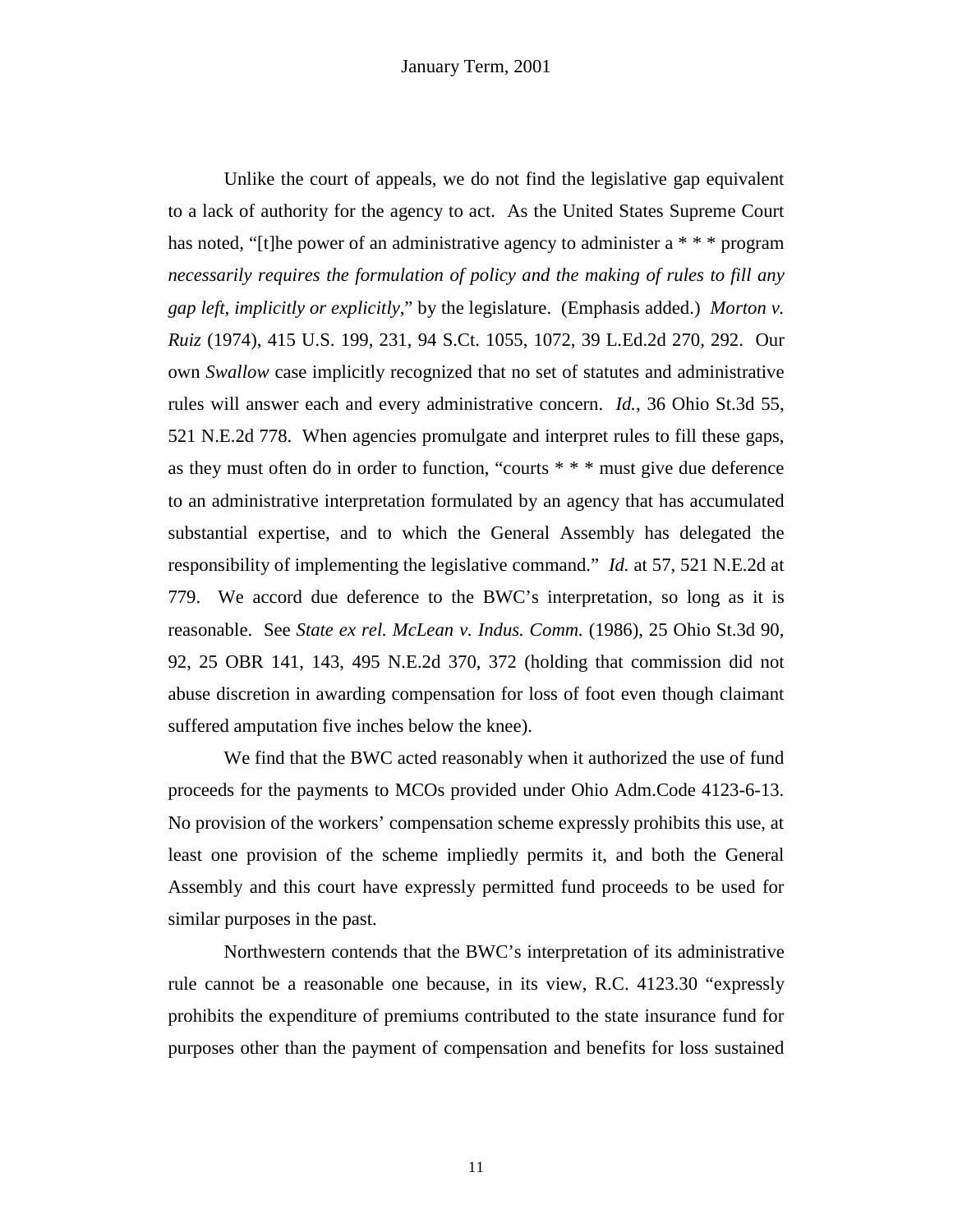Unlike the court of appeals, we do not find the legislative gap equivalent to a lack of authority for the agency to act. As the United States Supreme Court has noted, "[t]he power of an administrative agency to administer a * * * program *necessarily requires the formulation of policy and the making of rules to fill any gap left, implicitly or explicitly*," by the legislature. (Emphasis added.) *Morton v. Ruiz* (1974), 415 U.S. 199, 231, 94 S.Ct. 1055, 1072, 39 L.Ed.2d 270, 292. Our own *Swallow* case implicitly recognized that no set of statutes and administrative rules will answer each and every administrative concern. *Id.*, 36 Ohio St.3d 55, 521 N.E.2d 778. When agencies promulgate and interpret rules to fill these gaps, as they must often do in order to function, "courts * * * must give due deference to an administrative interpretation formulated by an agency that has accumulated substantial expertise, and to which the General Assembly has delegated the responsibility of implementing the legislative command." *Id.* at 57, 521 N.E.2d at 779. We accord due deference to the BWC's interpretation, so long as it is reasonable. See *State ex rel. McLean v. Indus. Comm.* (1986), 25 Ohio St.3d 90, 92, 25 OBR 141, 143, 495 N.E.2d 370, 372 (holding that commission did not abuse discretion in awarding compensation for loss of foot even though claimant suffered amputation five inches below the knee).

We find that the BWC acted reasonably when it authorized the use of fund proceeds for the payments to MCOs provided under Ohio Adm.Code 4123-6-13. No provision of the workers' compensation scheme expressly prohibits this use, at least one provision of the scheme impliedly permits it, and both the General Assembly and this court have expressly permitted fund proceeds to be used for similar purposes in the past.

Northwestern contends that the BWC's interpretation of its administrative rule cannot be a reasonable one because, in its view, R.C. 4123.30 "expressly prohibits the expenditure of premiums contributed to the state insurance fund for purposes other than the payment of compensation and benefits for loss sustained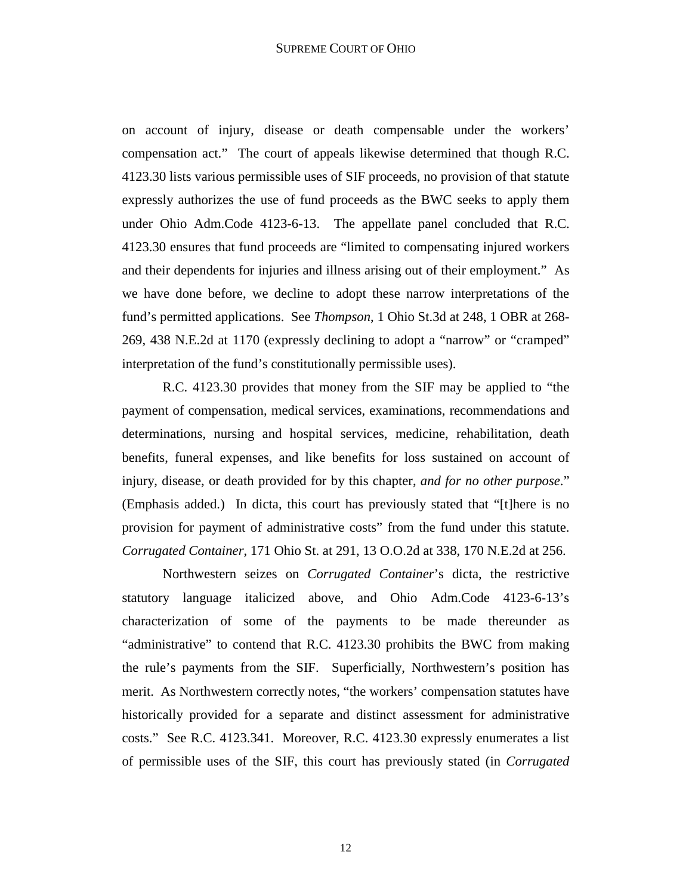on account of injury, disease or death compensable under the workers' compensation act." The court of appeals likewise determined that though R.C. 4123.30 lists various permissible uses of SIF proceeds, no provision of that statute expressly authorizes the use of fund proceeds as the BWC seeks to apply them under Ohio Adm.Code 4123-6-13. The appellate panel concluded that R.C. 4123.30 ensures that fund proceeds are "limited to compensating injured workers and their dependents for injuries and illness arising out of their employment." As we have done before, we decline to adopt these narrow interpretations of the fund's permitted applications. See *Thompson*, 1 Ohio St.3d at 248, 1 OBR at 268-269, 438 N.E.2d at 1170 (expressly declining to adopt a "narrow" or "cramped" interpretation of the fund's constitutionally permissible uses).

R.C. 4123.30 provides that money from the SIF may be applied to "the payment of compensation, medical services, examinations, recommendations and determinations, nursing and hospital services, medicine, rehabilitation, death benefits, funeral expenses, and like benefits for loss sustained on account of injury, disease, or death provided for by this chapter, *and for no other purpose*." (Emphasis added.) In dicta, this court has previously stated that "[t]here is no provision for payment of administrative costs" from the fund under this statute. *Corrugated Container*, 171 Ohio St. at 291, 13 O.O.2d at 338, 170 N.E.2d at 256.

Northwestern seizes on *Corrugated Container*'s dicta, the restrictive statutory language italicized above, and Ohio Adm.Code 4123-6-13's characterization of some of the payments to be made thereunder as "administrative" to contend that R.C. 4123.30 prohibits the BWC from making the rule's payments from the SIF. Superficially, Northwestern's position has merit. As Northwestern correctly notes, "the workers' compensation statutes have historically provided for a separate and distinct assessment for administrative costs." See R.C. 4123.341. Moreover, R.C. 4123.30 expressly enumerates a list of permissible uses of the SIF, this court has previously stated (in *Corrugated*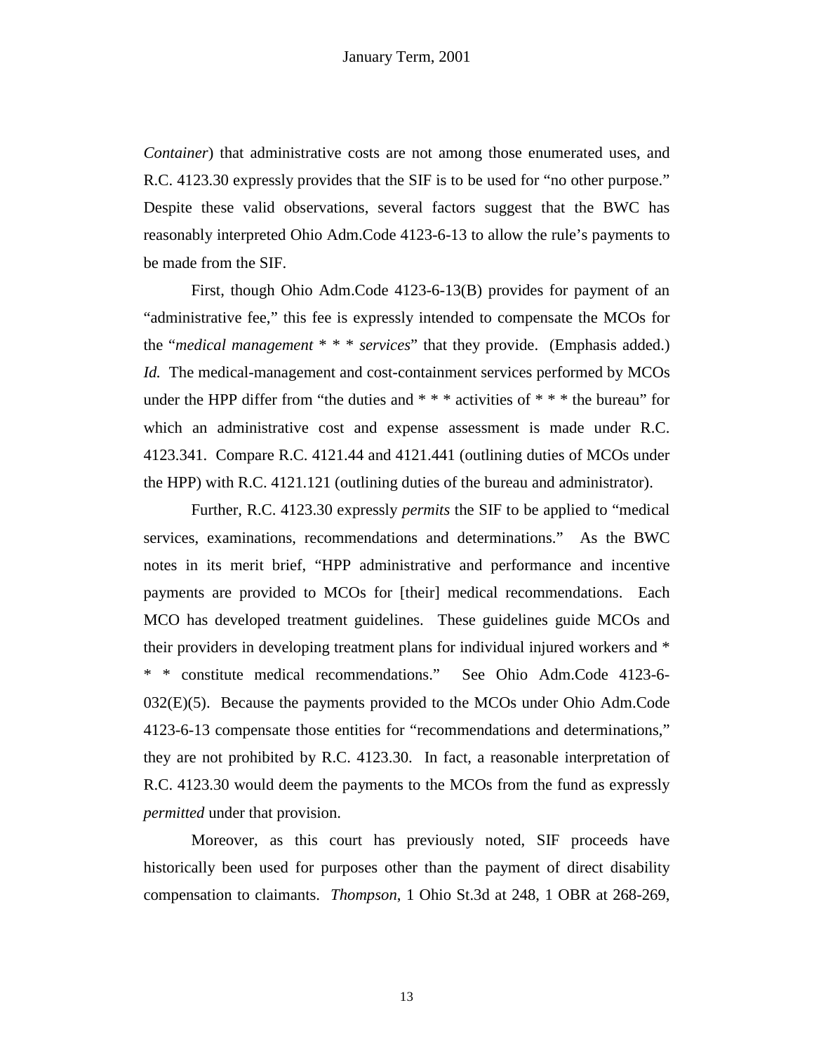*Container*) that administrative costs are not among those enumerated uses, and R.C. 4123.30 expressly provides that the SIF is to be used for "no other purpose." Despite these valid observations, several factors suggest that the BWC has reasonably interpreted Ohio Adm.Code 4123-6-13 to allow the rule's payments to be made from the SIF.

First, though Ohio Adm.Code 4123-6-13(B) provides for payment of an "administrative fee," this fee is expressly intended to compensate the MCOs for the "*medical management* * * * *services*" that they provide. (Emphasis added.) *Id.* The medical-management and cost-containment services performed by MCOs under the HPP differ from "the duties and * * * activities of * * * the bureau" for which an administrative cost and expense assessment is made under R.C. 4123.341. Compare R.C. 4121.44 and 4121.441 (outlining duties of MCOs under the HPP) with R.C. 4121.121 (outlining duties of the bureau and administrator).

Further, R.C. 4123.30 expressly *permits* the SIF to be applied to "medical services, examinations, recommendations and determinations." As the BWC notes in its merit brief, "HPP administrative and performance and incentive payments are provided to MCOs for [their] medical recommendations. Each MCO has developed treatment guidelines. These guidelines guide MCOs and their providers in developing treatment plans for individual injured workers and * * * constitute medical recommendations." See Ohio Adm.Code 4123-6-032(E)(5). Because the payments provided to the MCOs under Ohio Adm.Code 4123-6-13 compensate those entities for "recommendations and determinations," they are not prohibited by R.C. 4123.30. In fact, a reasonable interpretation of R.C. 4123.30 would deem the payments to the MCOs from the fund as expressly *permitted* under that provision.

Moreover, as this court has previously noted, SIF proceeds have historically been used for purposes other than the payment of direct disability compensation to claimants. *Thompson*, 1 Ohio St.3d at 248, 1 OBR at 268-269,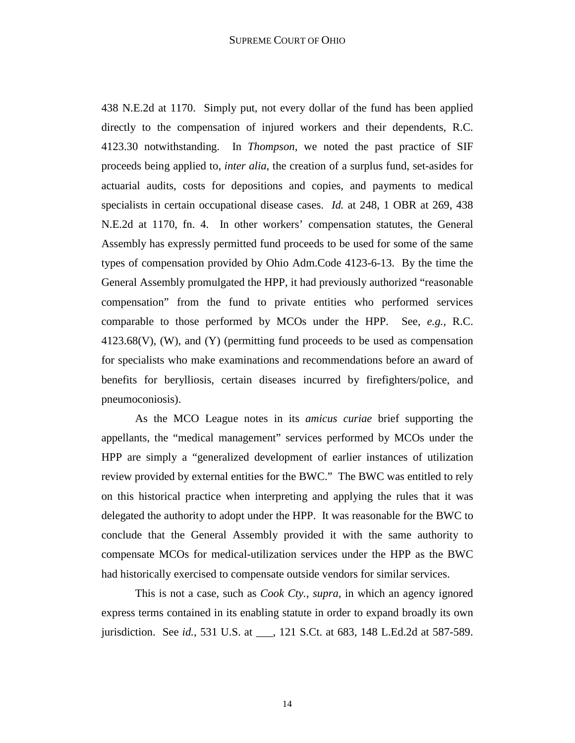438 N.E.2d at 1170. Simply put, not every dollar of the fund has been applied directly to the compensation of injured workers and their dependents, R.C. 4123.30 notwithstanding. In *Thompson*, we noted the past practice of SIF proceeds being applied to, *inter alia*, the creation of a surplus fund, set-asides for actuarial audits, costs for depositions and copies, and payments to medical specialists in certain occupational disease cases. *Id.* at 248, 1 OBR at 269, 438 N.E.2d at 1170, fn. 4. In other workers' compensation statutes, the General Assembly has expressly permitted fund proceeds to be used for some of the same types of compensation provided by Ohio Adm.Code 4123-6-13. By the time the General Assembly promulgated the HPP, it had previously authorized "reasonable compensation" from the fund to private entities who performed services comparable to those performed by MCOs under the HPP. See, *e.g.,* R.C. 4123.68(V), (W), and (Y) (permitting fund proceeds to be used as compensation for specialists who make examinations and recommendations before an award of benefits for berylliosis, certain diseases incurred by firefighters/police, and pneumoconiosis).

As the MCO League notes in its *amicus curiae* brief supporting the appellants, the "medical management" services performed by MCOs under the HPP are simply a "generalized development of earlier instances of utilization review provided by external entities for the BWC." The BWC was entitled to rely on this historical practice when interpreting and applying the rules that it was delegated the authority to adopt under the HPP. It was reasonable for the BWC to conclude that the General Assembly provided it with the same authority to compensate MCOs for medical-utilization services under the HPP as the BWC had historically exercised to compensate outside vendors for similar services.

This is not a case, such as *Cook Cty., supra,* in which an agency ignored express terms contained in its enabling statute in order to expand broadly its own jurisdiction. See *id.*, 531 U.S. at ___, 121 S.Ct. at 683, 148 L.Ed.2d at 587-589.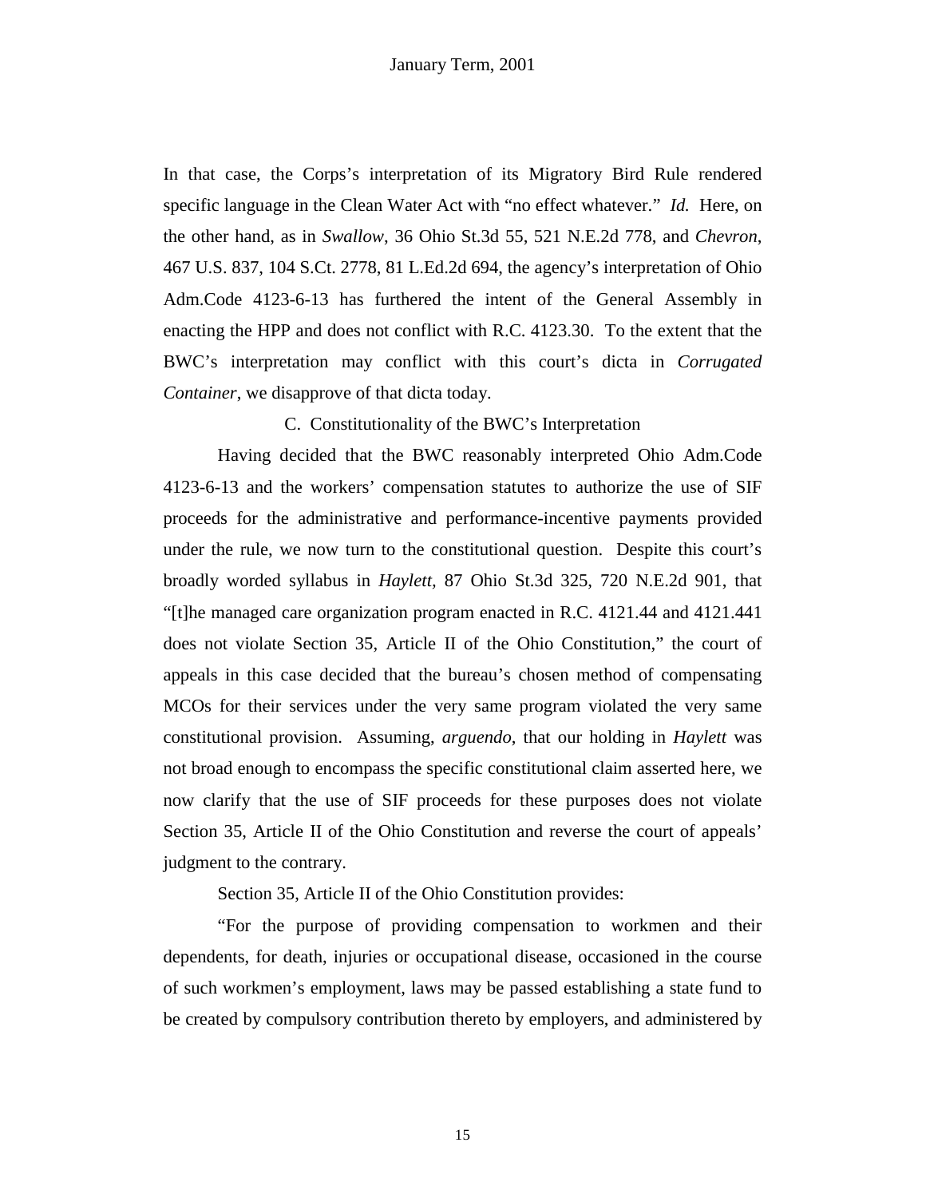In that case, the Corps's interpretation of its Migratory Bird Rule rendered specific language in the Clean Water Act with "no effect whatever." *Id.* Here, on the other hand, as in *Swallow*, 36 Ohio St.3d 55, 521 N.E.2d 778, and *Chevron*, 467 U.S. 837, 104 S.Ct. 2778, 81 L.Ed.2d 694, the agency's interpretation of Ohio Adm.Code 4123-6-13 has furthered the intent of the General Assembly in enacting the HPP and does not conflict with R.C. 4123.30. To the extent that the BWC's interpretation may conflict with this court's dicta in *Corrugated Container*, we disapprove of that dicta today.

C. Constitutionality of the BWC's Interpretation

Having decided that the BWC reasonably interpreted Ohio Adm.Code 4123-6-13 and the workers' compensation statutes to authorize the use of SIF proceeds for the administrative and performance-incentive payments provided under the rule, we now turn to the constitutional question. Despite this court's broadly worded syllabus in *Haylett,* 87 Ohio St.3d 325, 720 N.E.2d 901, that "[t]he managed care organization program enacted in R.C. 4121.44 and 4121.441 does not violate Section 35, Article II of the Ohio Constitution," the court of appeals in this case decided that the bureau's chosen method of compensating MCOs for their services under the very same program violated the very same constitutional provision. Assuming, *arguendo*, that our holding in *Haylett* was not broad enough to encompass the specific constitutional claim asserted here, we now clarify that the use of SIF proceeds for these purposes does not violate Section 35, Article II of the Ohio Constitution and reverse the court of appeals' judgment to the contrary.

Section 35, Article II of the Ohio Constitution provides:

"For the purpose of providing compensation to workmen and their dependents, for death, injuries or occupational disease, occasioned in the course of such workmen's employment, laws may be passed establishing a state fund to be created by compulsory contribution thereto by employers, and administered by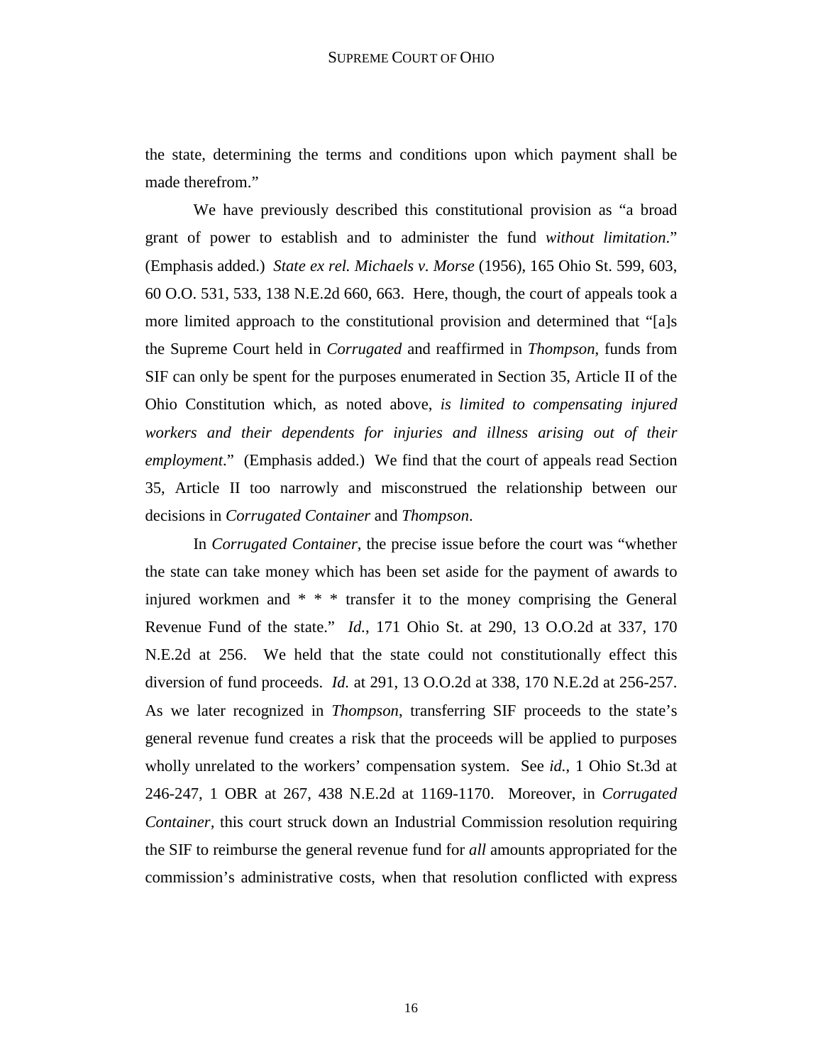the state, determining the terms and conditions upon which payment shall be made therefrom."

We have previously described this constitutional provision as "a broad grant of power to establish and to administer the fund *without limitation*." (Emphasis added.) *State ex rel. Michaels v. Morse* (1956), 165 Ohio St. 599, 603, 60 O.O. 531, 533, 138 N.E.2d 660, 663. Here, though, the court of appeals took a more limited approach to the constitutional provision and determined that "[a]s the Supreme Court held in *Corrugated* and reaffirmed in *Thompson*, funds from SIF can only be spent for the purposes enumerated in Section 35, Article II of the Ohio Constitution which, as noted above, *is limited to compensating injured workers and their dependents for injuries and illness arising out of their employment*." (Emphasis added.) We find that the court of appeals read Section 35, Article II too narrowly and misconstrued the relationship between our decisions in *Corrugated Container* and *Thompson*.

In *Corrugated Container*, the precise issue before the court was "whether the state can take money which has been set aside for the payment of awards to injured workmen and * * * transfer it to the money comprising the General Revenue Fund of the state." *Id.*, 171 Ohio St. at 290, 13 O.O.2d at 337, 170 N.E.2d at 256. We held that the state could not constitutionally effect this diversion of fund proceeds. *Id.* at 291, 13 O.O.2d at 338, 170 N.E.2d at 256-257. As we later recognized in *Thompson*, transferring SIF proceeds to the state's general revenue fund creates a risk that the proceeds will be applied to purposes wholly unrelated to the workers' compensation system. See *id.*, 1 Ohio St.3d at 246-247, 1 OBR at 267, 438 N.E.2d at 1169-1170. Moreover, in *Corrugated Container*, this court struck down an Industrial Commission resolution requiring the SIF to reimburse the general revenue fund for *all* amounts appropriated for the commission's administrative costs, when that resolution conflicted with express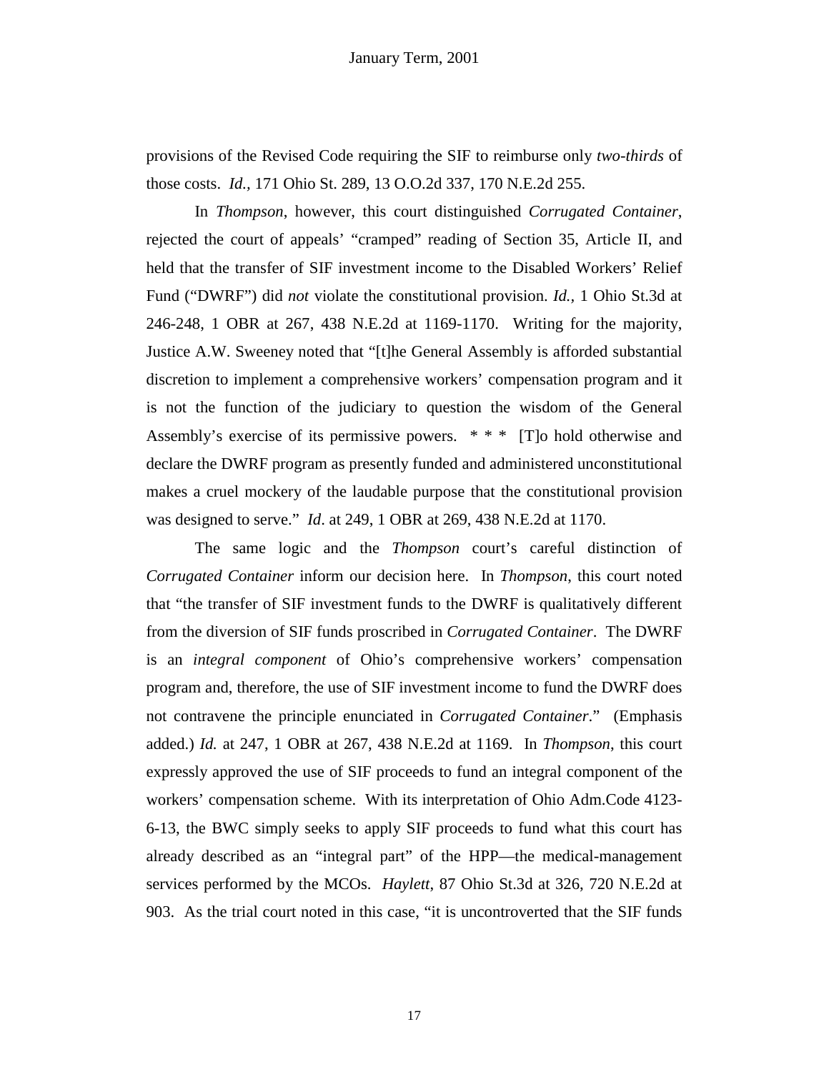provisions of the Revised Code requiring the SIF to reimburse only *two-thirds* of those costs. *Id.,* 171 Ohio St. 289, 13 O.O.2d 337, 170 N.E.2d 255.

In *Thompson*, however, this court distinguished *Corrugated Container*, rejected the court of appeals' "cramped" reading of Section 35, Article II, and held that the transfer of SIF investment income to the Disabled Workers' Relief Fund ("DWRF") did *not* violate the constitutional provision. *Id.,* 1 Ohio St.3d at 246-248, 1 OBR at 267, 438 N.E.2d at 1169-1170. Writing for the majority, Justice A.W. Sweeney noted that "[t]he General Assembly is afforded substantial discretion to implement a comprehensive workers' compensation program and it is not the function of the judiciary to question the wisdom of the General Assembly's exercise of its permissive powers. * * * [T]o hold otherwise and declare the DWRF program as presently funded and administered unconstitutional makes a cruel mockery of the laudable purpose that the constitutional provision was designed to serve." *Id*. at 249, 1 OBR at 269, 438 N.E.2d at 1170.

The same logic and the *Thompson* court's careful distinction of *Corrugated Container* inform our decision here. In *Thompson*, this court noted that "the transfer of SIF investment funds to the DWRF is qualitatively different from the diversion of SIF funds proscribed in *Corrugated Container*. The DWRF is an *integral component* of Ohio's comprehensive workers' compensation program and, therefore, the use of SIF investment income to fund the DWRF does not contravene the principle enunciated in *Corrugated Container*." (Emphasis added.) *Id.* at 247, 1 OBR at 267, 438 N.E.2d at 1169. In *Thompson*, this court expressly approved the use of SIF proceeds to fund an integral component of the workers' compensation scheme. With its interpretation of Ohio Adm.Code 4123-6-13, the BWC simply seeks to apply SIF proceeds to fund what this court has already described as an "integral part" of the HPP—the medical-management services performed by the MCOs. *Haylett*, 87 Ohio St.3d at 326, 720 N.E.2d at 903. As the trial court noted in this case, "it is uncontroverted that the SIF funds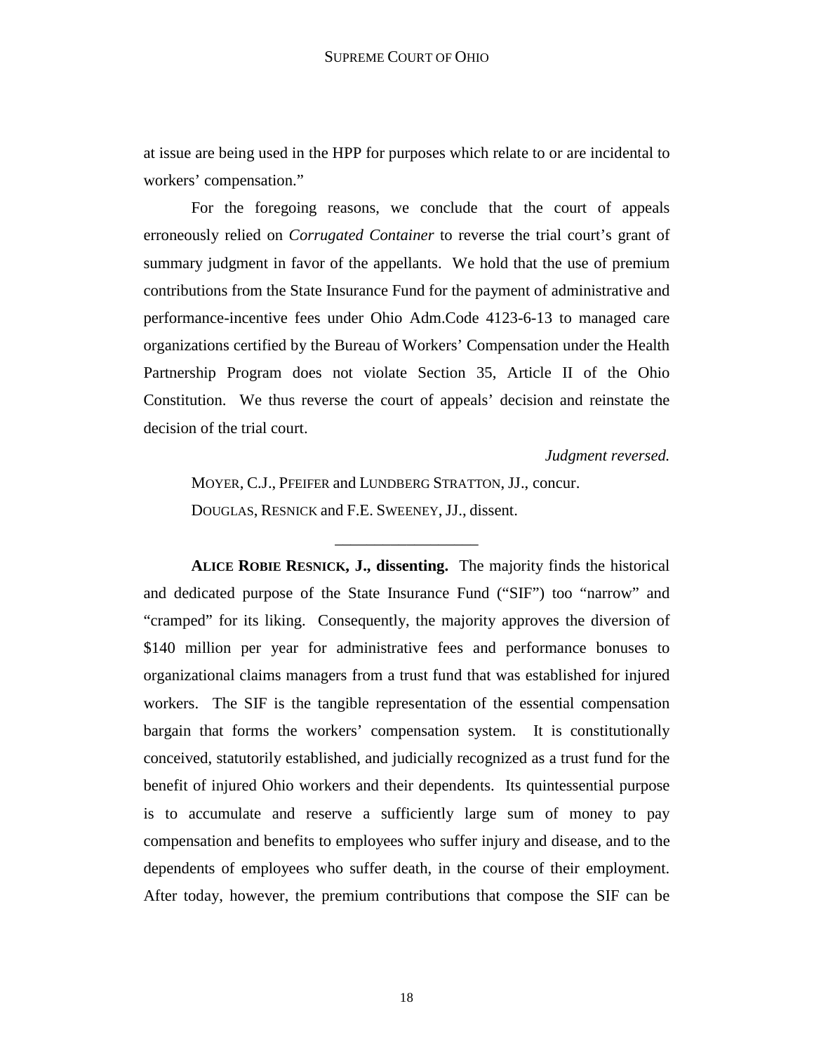at issue are being used in the HPP for purposes which relate to or are incidental to workers' compensation."

For the foregoing reasons, we conclude that the court of appeals erroneously relied on *Corrugated Container* to reverse the trial court's grant of summary judgment in favor of the appellants. We hold that the use of premium contributions from the State Insurance Fund for the payment of administrative and performance-incentive fees under Ohio Adm.Code 4123-6-13 to managed care organizations certified by the Bureau of Workers' Compensation under the Health Partnership Program does not violate Section 35, Article II of the Ohio Constitution. We thus reverse the court of appeals' decision and reinstate the decision of the trial court.

*Judgment reversed.*

MOYER, C.J., PFEIFER and LUNDBERG STRATTON, JJ., concur.

DOUGLAS, RESNICK and F.E. SWEENEY, JJ., dissent.

---

**ALICE ROBIE RESNICK, J., dissenting.** The majority finds the historical and dedicated purpose of the State Insurance Fund ("SIF") too "narrow" and "cramped" for its liking. Consequently, the majority approves the diversion of $140 million per year for administrative fees and performance bonuses to organizational claims managers from a trust fund that was established for injured workers. The SIF is the tangible representation of the essential compensation bargain that forms the workers' compensation system. It is constitutionally conceived, statutorily established, and judicially recognized as a trust fund for the benefit of injured Ohio workers and their dependents. Its quintessential purpose is to accumulate and reserve a sufficiently large sum of money to pay compensation and benefits to employees who suffer injury and disease, and to the dependents of employees who suffer death, in the course of their employment. After today, however, the premium contributions that compose the SIF can be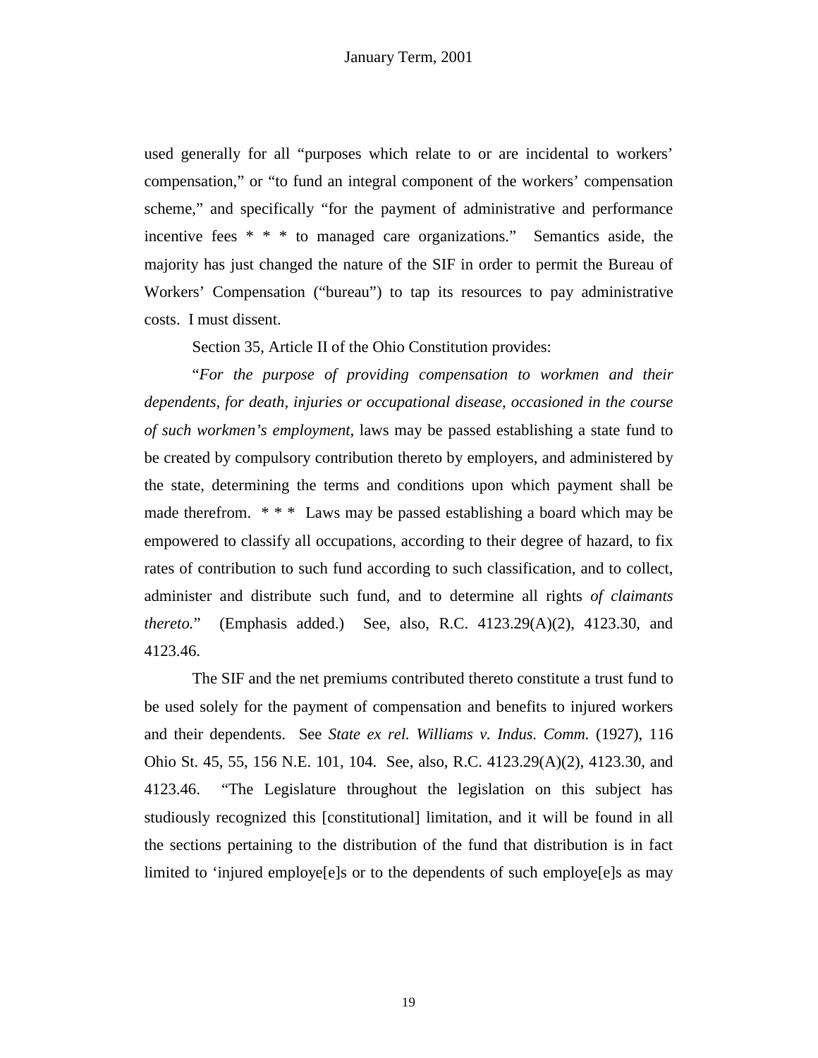used generally for all "purposes which relate to or are incidental to workers' compensation," or "to fund an integral component of the workers' compensation scheme," and specifically "for the payment of administrative and performance incentive fees * * * to managed care organizations." Semantics aside, the majority has just changed the nature of the SIF in order to permit the Bureau of Workers' Compensation ("bureau") to tap its resources to pay administrative costs. I must dissent.

Section 35, Article II of the Ohio Constitution provides:

"*For the purpose of providing compensation to workmen and their dependents, for death, injuries or occupational disease, occasioned in the course of such workmen's employment,* laws may be passed establishing a state fund to be created by compulsory contribution thereto by employers, and administered by the state, determining the terms and conditions upon which payment shall be made therefrom. * * * Laws may be passed establishing a board which may be empowered to classify all occupations, according to their degree of hazard, to fix rates of contribution to such fund according to such classification, and to collect, administer and distribute such fund, and to determine all rights *of claimants thereto.*" (Emphasis added.) See, also, R.C. 4123.29(A)(2), 4123.30, and 4123.46.

The SIF and the net premiums contributed thereto constitute a trust fund to be used solely for the payment of compensation and benefits to injured workers and their dependents. See *State ex rel. Williams v. Indus. Comm.* (1927), 116 Ohio St. 45, 55, 156 N.E. 101, 104. See, also, R.C. 4123.29(A)(2), 4123.30, and 4123.46. "The Legislature throughout the legislation on this subject has studiously recognized this [constitutional] limitation, and it will be found in all the sections pertaining to the distribution of the fund that distribution is in fact limited to 'injured employe[e]s or to the dependents of such employe[e]s as may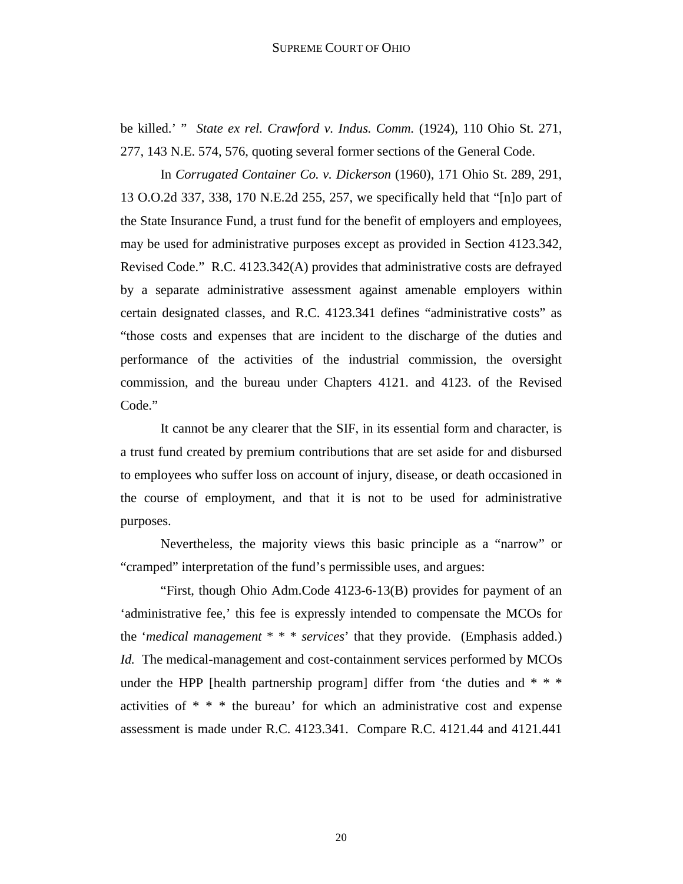be killed.' " *State ex rel. Crawford v. Indus. Comm.* (1924), 110 Ohio St. 271, 277, 143 N.E. 574, 576, quoting several former sections of the General Code.

In *Corrugated Container Co. v. Dickerson* (1960), 171 Ohio St. 289, 291, 13 O.O.2d 337, 338, 170 N.E.2d 255, 257, we specifically held that "[n]o part of the State Insurance Fund, a trust fund for the benefit of employers and employees, may be used for administrative purposes except as provided in Section 4123.342, Revised Code." R.C. 4123.342(A) provides that administrative costs are defrayed by a separate administrative assessment against amenable employers within certain designated classes, and R.C. 4123.341 defines "administrative costs" as "those costs and expenses that are incident to the discharge of the duties and performance of the activities of the industrial commission, the oversight commission, and the bureau under Chapters 4121. and 4123. of the Revised Code."

It cannot be any clearer that the SIF, in its essential form and character, is a trust fund created by premium contributions that are set aside for and disbursed to employees who suffer loss on account of injury, disease, or death occasioned in the course of employment, and that it is not to be used for administrative purposes.

Nevertheless, the majority views this basic principle as a "narrow" or "cramped" interpretation of the fund's permissible uses, and argues:

"First, though Ohio Adm.Code 4123-6-13(B) provides for payment of an 'administrative fee,' this fee is expressly intended to compensate the MCOs for the '*medical management* * * * *services*' that they provide. (Emphasis added.) *Id.* The medical-management and cost-containment services performed by MCOs under the HPP [health partnership program] differ from 'the duties and * * * activities of * * * the bureau' for which an administrative cost and expense assessment is made under R.C. 4123.341. Compare R.C. 4121.44 and 4121.441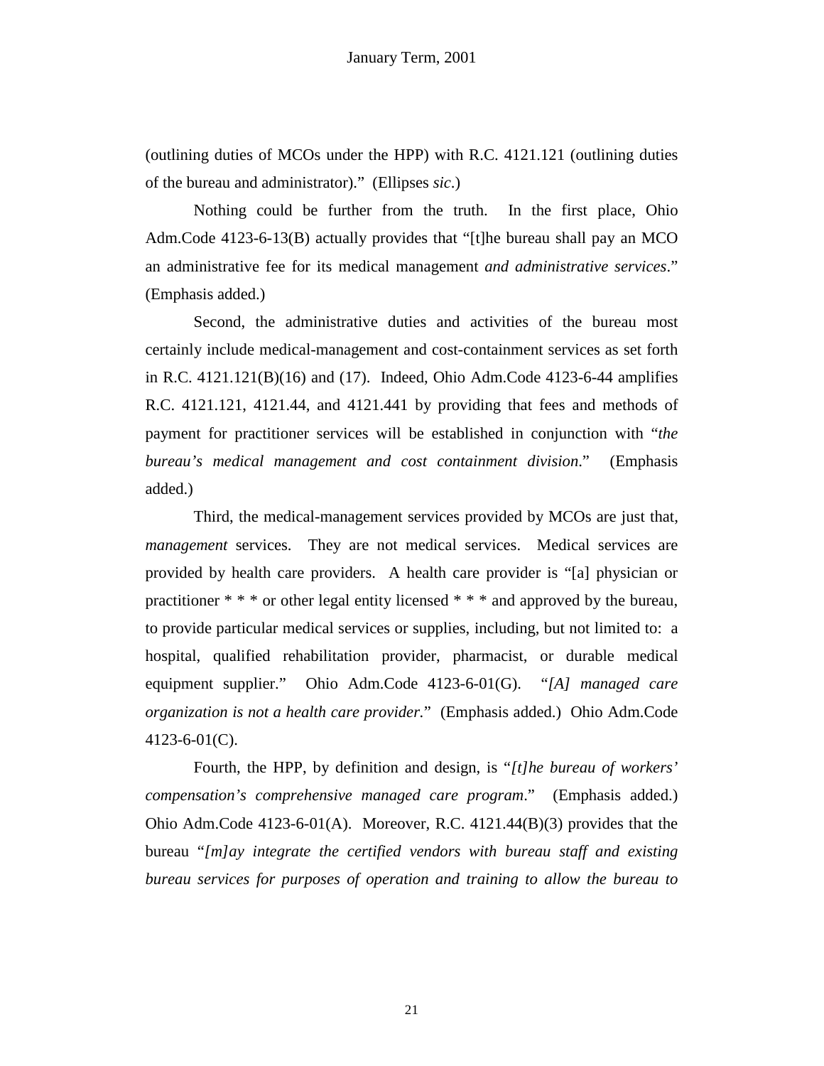(outlining duties of MCOs under the HPP) with R.C. 4121.121 (outlining duties of the bureau and administrator)." (Ellipses *sic*.)

Nothing could be further from the truth. In the first place, Ohio Adm.Code 4123-6-13(B) actually provides that "[t]he bureau shall pay an MCO an administrative fee for its medical management *and administrative services*." (Emphasis added.)

Second, the administrative duties and activities of the bureau most certainly include medical-management and cost-containment services as set forth in R.C. 4121.121(B)(16) and (17). Indeed, Ohio Adm.Code 4123-6-44 amplifies R.C. 4121.121, 4121.44, and 4121.441 by providing that fees and methods of payment for practitioner services will be established in conjunction with "*the bureau's medical management and cost containment division*." (Emphasis added.)

Third, the medical-management services provided by MCOs are just that, *management* services. They are not medical services. Medical services are provided by health care providers. A health care provider is "[a] physician or practitioner * * * or other legal entity licensed * * * and approved by the bureau, to provide particular medical services or supplies, including, but not limited to: a hospital, qualified rehabilitation provider, pharmacist, or durable medical equipment supplier." Ohio Adm.Code 4123-6-01(G). "*[A] managed care organization is not a health care provider.*" (Emphasis added.) Ohio Adm.Code 4123-6-01(C).

Fourth, the HPP, by definition and design, is "*[t]he bureau of workers' compensation's comprehensive managed care program*." (Emphasis added.) Ohio Adm.Code 4123-6-01(A). Moreover, R.C. 4121.44(B)(3) provides that the bureau "*[m]ay integrate the certified vendors with bureau staff and existing bureau services for purposes of operation and training to allow the bureau to*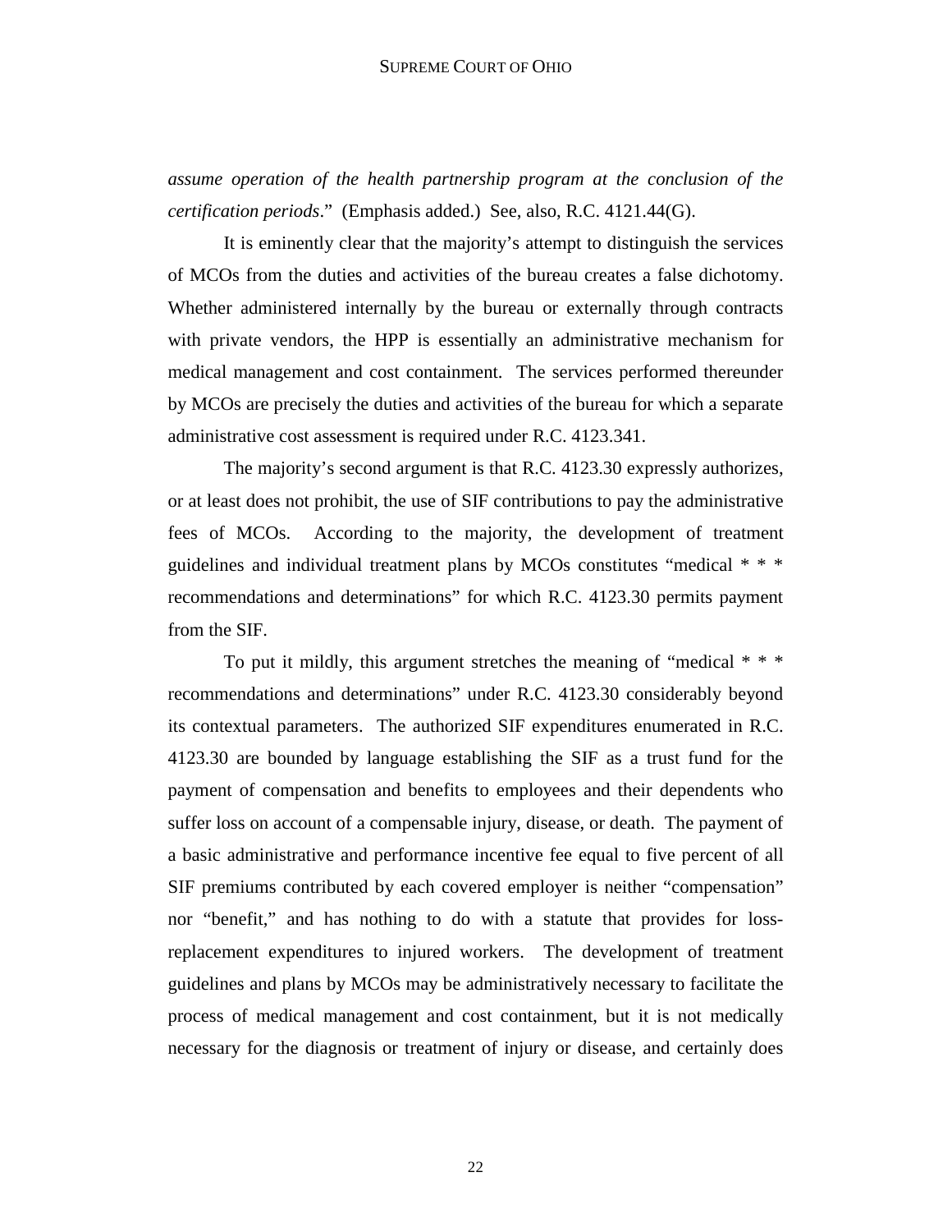*assume operation of the health partnership program at the conclusion of the certification periods*." (Emphasis added.) See, also, R.C. 4121.44(G).

It is eminently clear that the majority's attempt to distinguish the services of MCOs from the duties and activities of the bureau creates a false dichotomy. Whether administered internally by the bureau or externally through contracts with private vendors, the HPP is essentially an administrative mechanism for medical management and cost containment. The services performed thereunder by MCOs are precisely the duties and activities of the bureau for which a separate administrative cost assessment is required under R.C. 4123.341.

The majority's second argument is that R.C. 4123.30 expressly authorizes, or at least does not prohibit, the use of SIF contributions to pay the administrative fees of MCOs. According to the majority, the development of treatment guidelines and individual treatment plans by MCOs constitutes "medical * * * recommendations and determinations" for which R.C. 4123.30 permits payment from the SIF.

To put it mildly, this argument stretches the meaning of "medical * * * recommendations and determinations" under R.C. 4123.30 considerably beyond its contextual parameters. The authorized SIF expenditures enumerated in R.C. 4123.30 are bounded by language establishing the SIF as a trust fund for the payment of compensation and benefits to employees and their dependents who suffer loss on account of a compensable injury, disease, or death. The payment of a basic administrative and performance incentive fee equal to five percent of all SIF premiums contributed by each covered employer is neither "compensation" nor "benefit," and has nothing to do with a statute that provides for loss-replacement expenditures to injured workers. The development of treatment guidelines and plans by MCOs may be administratively necessary to facilitate the process of medical management and cost containment, but it is not medically necessary for the diagnosis or treatment of injury or disease, and certainly does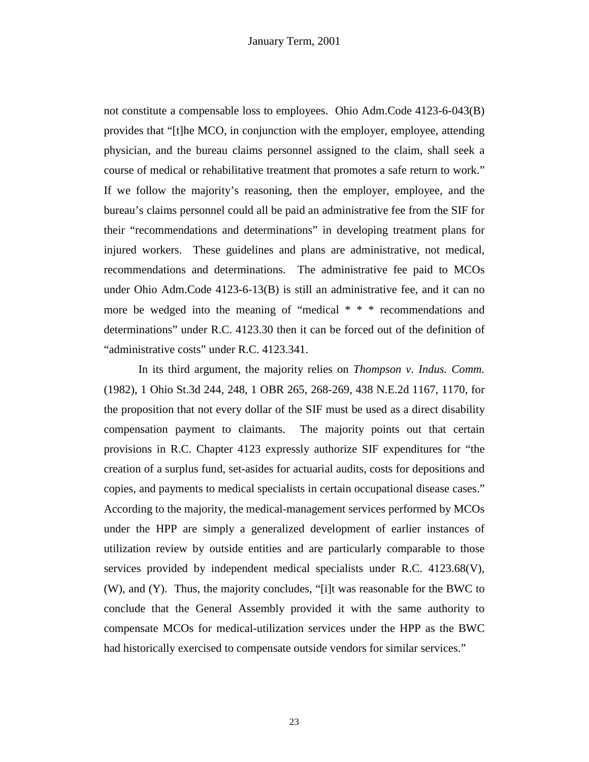not constitute a compensable loss to employees. Ohio Adm.Code 4123-6-043(B) provides that "[t]he MCO, in conjunction with the employer, employee, attending physician, and the bureau claims personnel assigned to the claim, shall seek a course of medical or rehabilitative treatment that promotes a safe return to work." If we follow the majority's reasoning, then the employer, employee, and the bureau's claims personnel could all be paid an administrative fee from the SIF for their "recommendations and determinations" in developing treatment plans for injured workers. These guidelines and plans are administrative, not medical, recommendations and determinations. The administrative fee paid to MCOs under Ohio Adm.Code 4123-6-13(B) is still an administrative fee, and it can no more be wedged into the meaning of "medical * * * recommendations and determinations" under R.C. 4123.30 then it can be forced out of the definition of "administrative costs" under R.C. 4123.341.

In its third argument, the majority relies on *Thompson v. Indus. Comm.* (1982), 1 Ohio St.3d 244, 248, 1 OBR 265, 268-269, 438 N.E.2d 1167, 1170, for the proposition that not every dollar of the SIF must be used as a direct disability compensation payment to claimants. The majority points out that certain provisions in R.C. Chapter 4123 expressly authorize SIF expenditures for "the creation of a surplus fund, set-asides for actuarial audits, costs for depositions and copies, and payments to medical specialists in certain occupational disease cases." According to the majority, the medical-management services performed by MCOs under the HPP are simply a generalized development of earlier instances of utilization review by outside entities and are particularly comparable to those services provided by independent medical specialists under R.C. 4123.68(V), (W), and (Y). Thus, the majority concludes, "[i]t was reasonable for the BWC to conclude that the General Assembly provided it with the same authority to compensate MCOs for medical-utilization services under the HPP as the BWC had historically exercised to compensate outside vendors for similar services."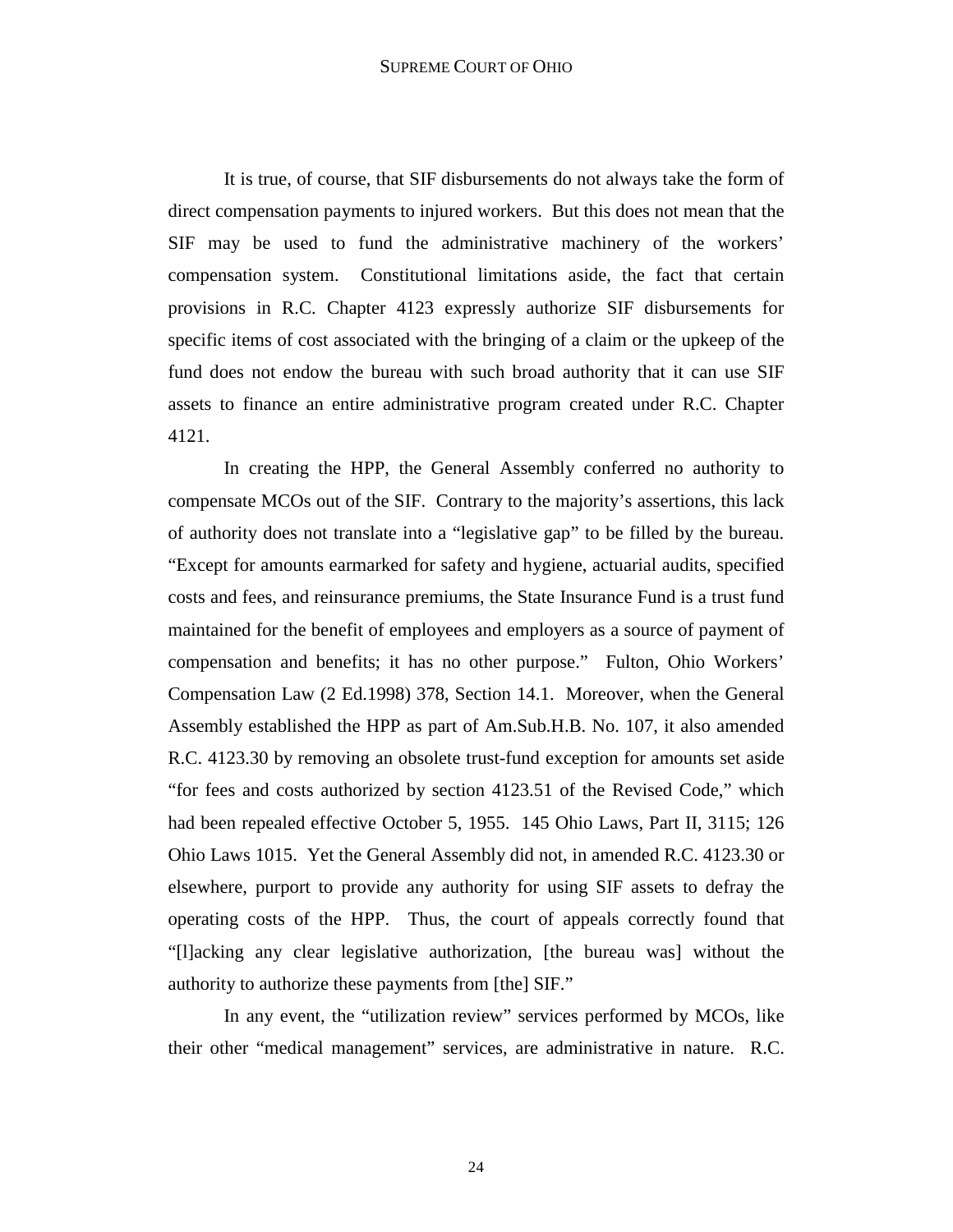It is true, of course, that SIF disbursements do not always take the form of direct compensation payments to injured workers. But this does not mean that the SIF may be used to fund the administrative machinery of the workers' compensation system. Constitutional limitations aside, the fact that certain provisions in R.C. Chapter 4123 expressly authorize SIF disbursements for specific items of cost associated with the bringing of a claim or the upkeep of the fund does not endow the bureau with such broad authority that it can use SIF assets to finance an entire administrative program created under R.C. Chapter 4121.

In creating the HPP, the General Assembly conferred no authority to compensate MCOs out of the SIF. Contrary to the majority's assertions, this lack of authority does not translate into a "legislative gap" to be filled by the bureau. "Except for amounts earmarked for safety and hygiene, actuarial audits, specified costs and fees, and reinsurance premiums, the State Insurance Fund is a trust fund maintained for the benefit of employees and employers as a source of payment of compensation and benefits; it has no other purpose." Fulton, Ohio Workers' Compensation Law (2 Ed.1998) 378, Section 14.1. Moreover, when the General Assembly established the HPP as part of Am.Sub.H.B. No. 107, it also amended R.C. 4123.30 by removing an obsolete trust-fund exception for amounts set aside "for fees and costs authorized by section 4123.51 of the Revised Code," which had been repealed effective October 5, 1955. 145 Ohio Laws, Part II, 3115; 126 Ohio Laws 1015. Yet the General Assembly did not, in amended R.C. 4123.30 or elsewhere, purport to provide any authority for using SIF assets to defray the operating costs of the HPP. Thus, the court of appeals correctly found that "[l]acking any clear legislative authorization, [the bureau was] without the authority to authorize these payments from [the] SIF."

In any event, the "utilization review" services performed by MCOs, like their other "medical management" services, are administrative in nature. R.C.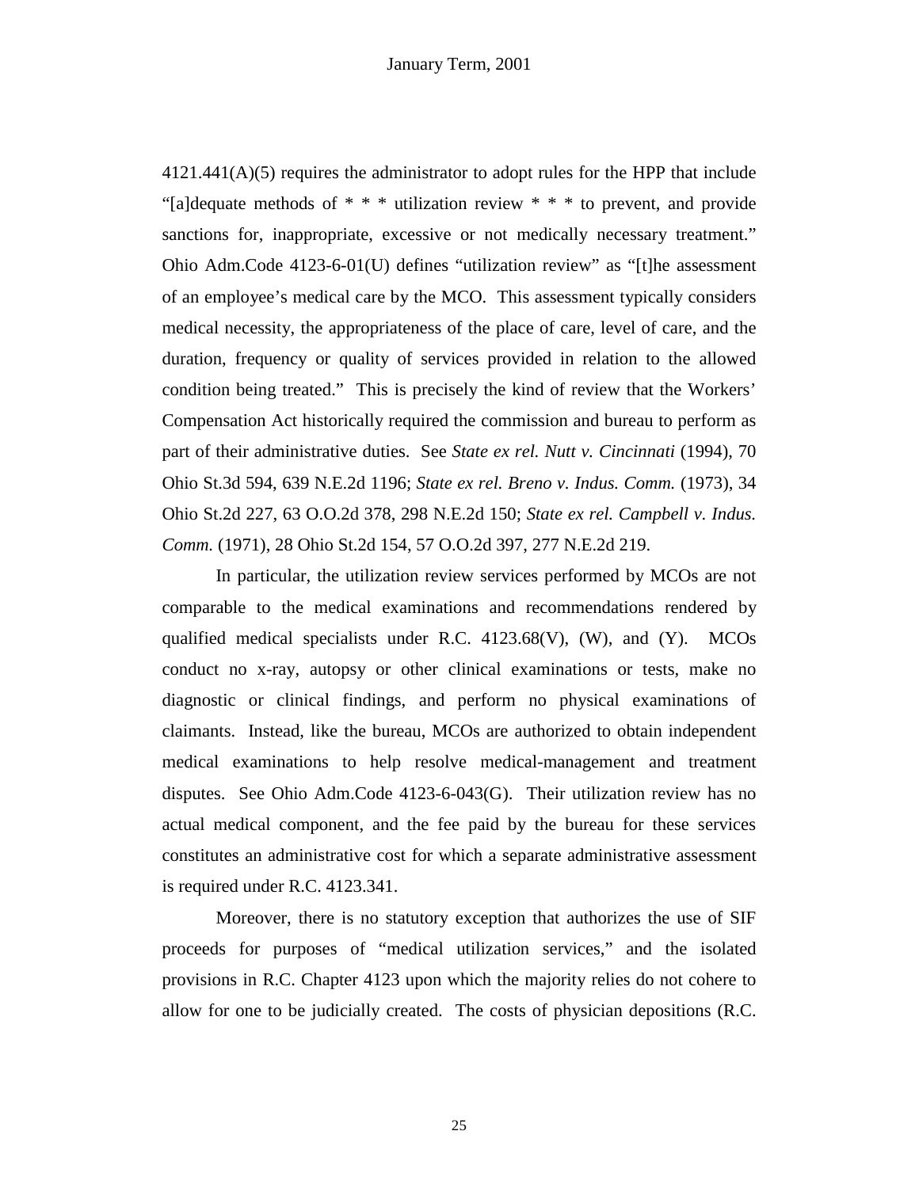4121.441(A)(5) requires the administrator to adopt rules for the HPP that include "[a]dequate methods of * * * utilization review * * * to prevent, and provide sanctions for, inappropriate, excessive or not medically necessary treatment." Ohio Adm.Code 4123-6-01(U) defines "utilization review" as "[t]he assessment of an employee's medical care by the MCO. This assessment typically considers medical necessity, the appropriateness of the place of care, level of care, and the duration, frequency or quality of services provided in relation to the allowed condition being treated." This is precisely the kind of review that the Workers' Compensation Act historically required the commission and bureau to perform as part of their administrative duties. See *State ex rel. Nutt v. Cincinnati* (1994), 70 Ohio St.3d 594, 639 N.E.2d 1196; *State ex rel. Breno v. Indus. Comm.* (1973), 34 Ohio St.2d 227, 63 O.O.2d 378, 298 N.E.2d 150; *State ex rel. Campbell v. Indus. Comm.* (1971), 28 Ohio St.2d 154, 57 O.O.2d 397, 277 N.E.2d 219.

In particular, the utilization review services performed by MCOs are not comparable to the medical examinations and recommendations rendered by qualified medical specialists under R.C. 4123.68(V), (W), and (Y). MCOs conduct no x-ray, autopsy or other clinical examinations or tests, make no diagnostic or clinical findings, and perform no physical examinations of claimants. Instead, like the bureau, MCOs are authorized to obtain independent medical examinations to help resolve medical-management and treatment disputes. See Ohio Adm.Code 4123-6-043(G). Their utilization review has no actual medical component, and the fee paid by the bureau for these services constitutes an administrative cost for which a separate administrative assessment is required under R.C. 4123.341.

Moreover, there is no statutory exception that authorizes the use of SIF proceeds for purposes of "medical utilization services," and the isolated provisions in R.C. Chapter 4123 upon which the majority relies do not cohere to allow for one to be judicially created. The costs of physician depositions (R.C.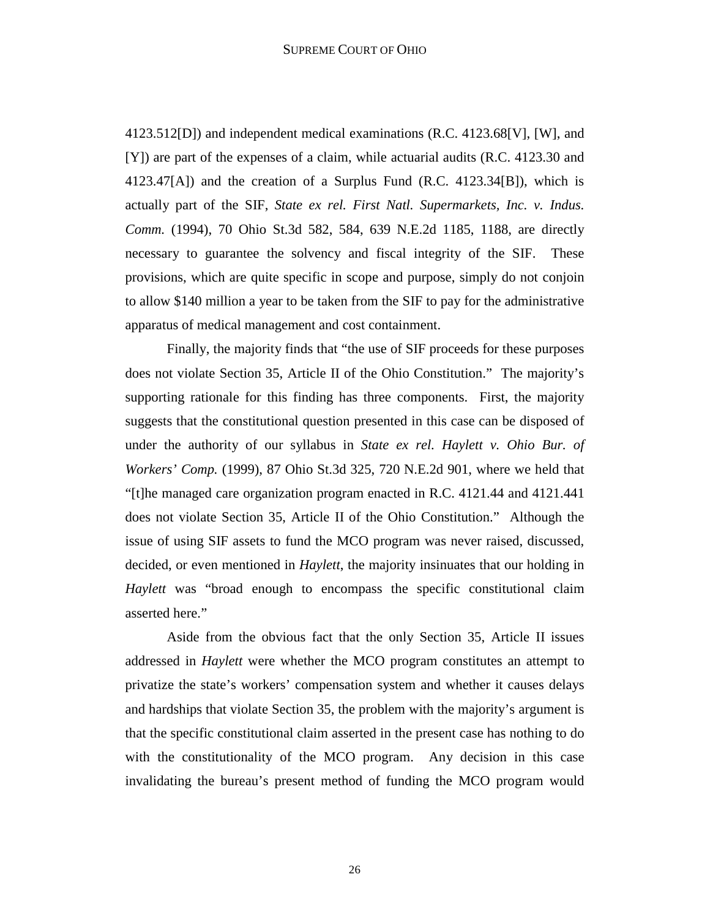4123.512[D]) and independent medical examinations (R.C. 4123.68[V], [W], and [Y]) are part of the expenses of a claim, while actuarial audits (R.C. 4123.30 and 4123.47[A]) and the creation of a Surplus Fund (R.C. 4123.34[B]), which is actually part of the SIF, *State ex rel. First Natl. Supermarkets, Inc. v. Indus. Comm.* (1994), 70 Ohio St.3d 582, 584, 639 N.E.2d 1185, 1188, are directly necessary to guarantee the solvency and fiscal integrity of the SIF. These provisions, which are quite specific in scope and purpose, simply do not conjoin to allow $140 million a year to be taken from the SIF to pay for the administrative apparatus of medical management and cost containment.

Finally, the majority finds that "the use of SIF proceeds for these purposes does not violate Section 35, Article II of the Ohio Constitution." The majority's supporting rationale for this finding has three components. First, the majority suggests that the constitutional question presented in this case can be disposed of under the authority of our syllabus in *State ex rel. Haylett v. Ohio Bur. of Workers' Comp.* (1999), 87 Ohio St.3d 325, 720 N.E.2d 901, where we held that "[t]he managed care organization program enacted in R.C. 4121.44 and 4121.441 does not violate Section 35, Article II of the Ohio Constitution." Although the issue of using SIF assets to fund the MCO program was never raised, discussed, decided, or even mentioned in *Haylett*, the majority insinuates that our holding in *Haylett* was "broad enough to encompass the specific constitutional claim asserted here."

Aside from the obvious fact that the only Section 35, Article II issues addressed in *Haylett* were whether the MCO program constitutes an attempt to privatize the state's workers' compensation system and whether it causes delays and hardships that violate Section 35, the problem with the majority's argument is that the specific constitutional claim asserted in the present case has nothing to do with the constitutionality of the MCO program. Any decision in this case invalidating the bureau's present method of funding the MCO program would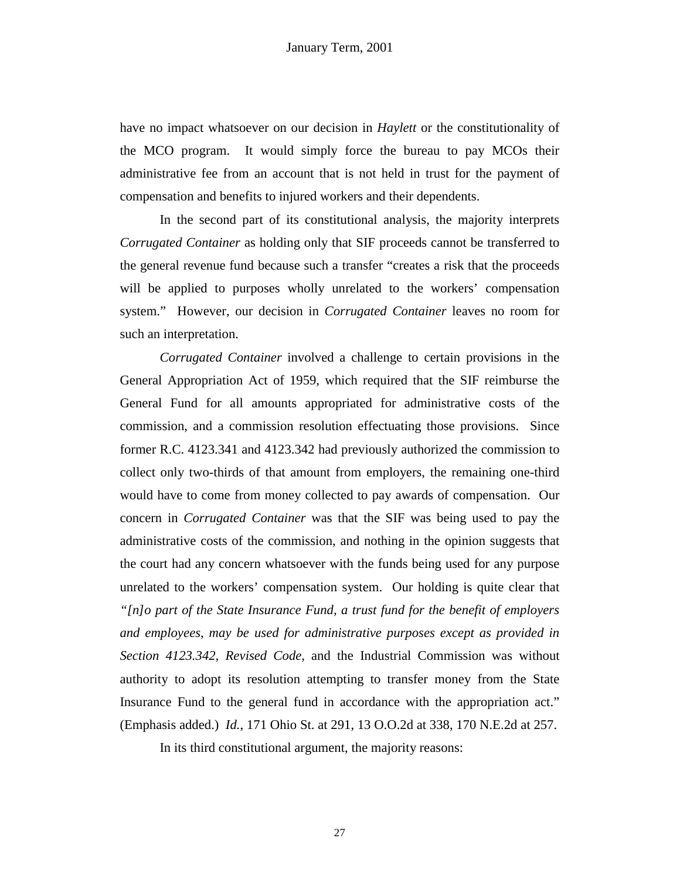have no impact whatsoever on our decision in *Haylett* or the constitutionality of the MCO program. It would simply force the bureau to pay MCOs their administrative fee from an account that is not held in trust for the payment of compensation and benefits to injured workers and their dependents.

In the second part of its constitutional analysis, the majority interprets *Corrugated Container* as holding only that SIF proceeds cannot be transferred to the general revenue fund because such a transfer "creates a risk that the proceeds will be applied to purposes wholly unrelated to the workers' compensation system." However, our decision in *Corrugated Container* leaves no room for such an interpretation.

*Corrugated Container* involved a challenge to certain provisions in the General Appropriation Act of 1959, which required that the SIF reimburse the General Fund for all amounts appropriated for administrative costs of the commission, and a commission resolution effectuating those provisions. Since former R.C. 4123.341 and 4123.342 had previously authorized the commission to collect only two-thirds of that amount from employers, the remaining one-third would have to come from money collected to pay awards of compensation. Our concern in *Corrugated Container* was that the SIF was being used to pay the administrative costs of the commission, and nothing in the opinion suggests that the court had any concern whatsoever with the funds being used for any purpose unrelated to the workers' compensation system. Our holding is quite clear that *"[n]o part of the State Insurance Fund, a trust fund for the benefit of employers and employees, may be used for administrative purposes except as provided in Section 4123.342, Revised Code*, and the Industrial Commission was without authority to adopt its resolution attempting to transfer money from the State Insurance Fund to the general fund in accordance with the appropriation act." (Emphasis added.) *Id.*, 171 Ohio St. at 291, 13 O.O.2d at 338, 170 N.E.2d at 257.

In its third constitutional argument, the majority reasons: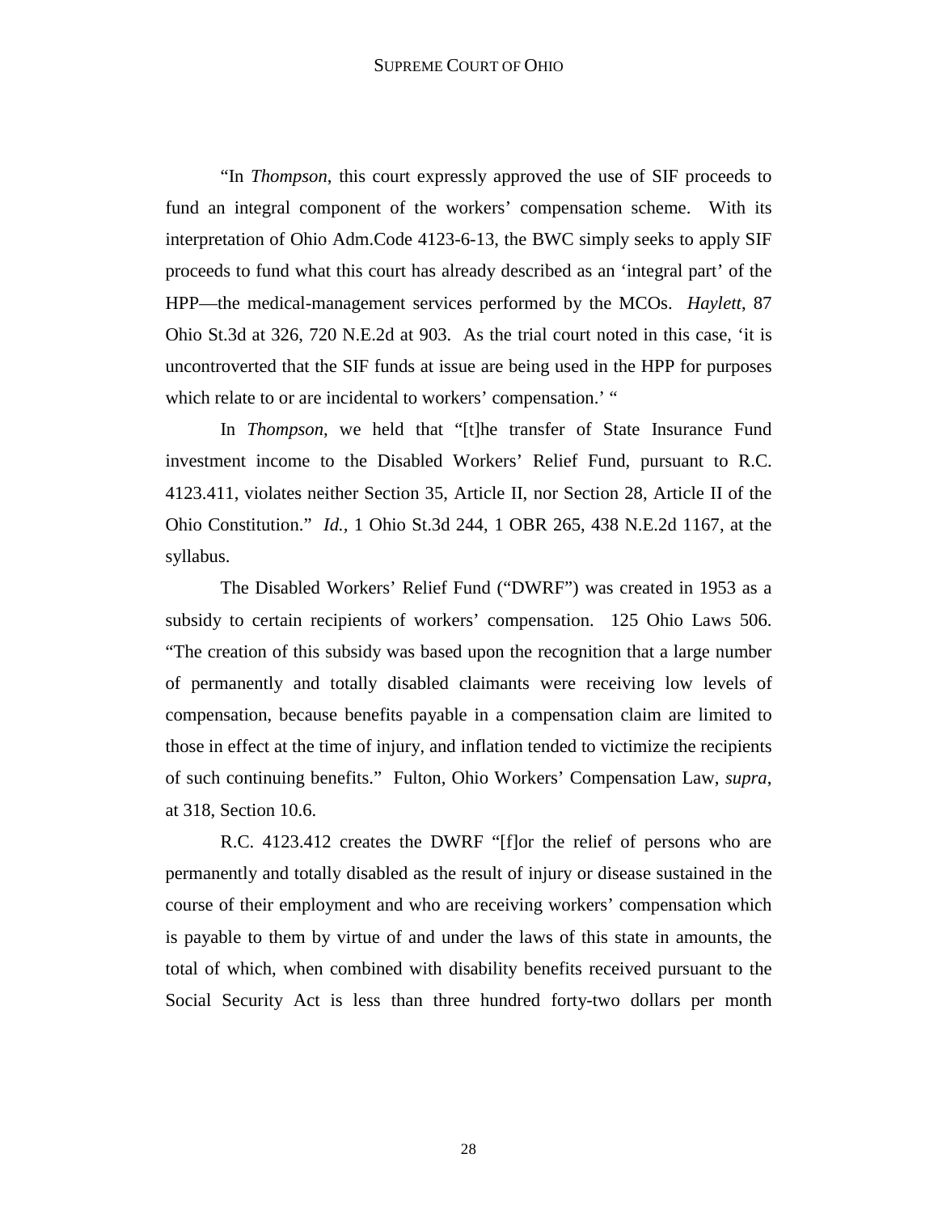"In *Thompson*, this court expressly approved the use of SIF proceeds to fund an integral component of the workers' compensation scheme. With its interpretation of Ohio Adm.Code 4123-6-13, the BWC simply seeks to apply SIF proceeds to fund what this court has already described as an 'integral part' of the HPP—the medical-management services performed by the MCOs. *Haylett*, 87 Ohio St.3d at 326, 720 N.E.2d at 903. As the trial court noted in this case, 'it is uncontroverted that the SIF funds at issue are being used in the HPP for purposes which relate to or are incidental to workers' compensation.' "

In *Thompson*, we held that "[t]he transfer of State Insurance Fund investment income to the Disabled Workers' Relief Fund, pursuant to R.C. 4123.411, violates neither Section 35, Article II, nor Section 28, Article II of the Ohio Constitution." *Id.*, 1 Ohio St.3d 244, 1 OBR 265, 438 N.E.2d 1167, at the syllabus.

The Disabled Workers' Relief Fund ("DWRF") was created in 1953 as a subsidy to certain recipients of workers' compensation. 125 Ohio Laws 506. "The creation of this subsidy was based upon the recognition that a large number of permanently and totally disabled claimants were receiving low levels of compensation, because benefits payable in a compensation claim are limited to those in effect at the time of injury, and inflation tended to victimize the recipients of such continuing benefits." Fulton, Ohio Workers' Compensation Law, *supra*, at 318, Section 10.6.

R.C. 4123.412 creates the DWRF "[f]or the relief of persons who are permanently and totally disabled as the result of injury or disease sustained in the course of their employment and who are receiving workers' compensation which is payable to them by virtue of and under the laws of this state in amounts, the total of which, when combined with disability benefits received pursuant to the Social Security Act is less than three hundred forty-two dollars per month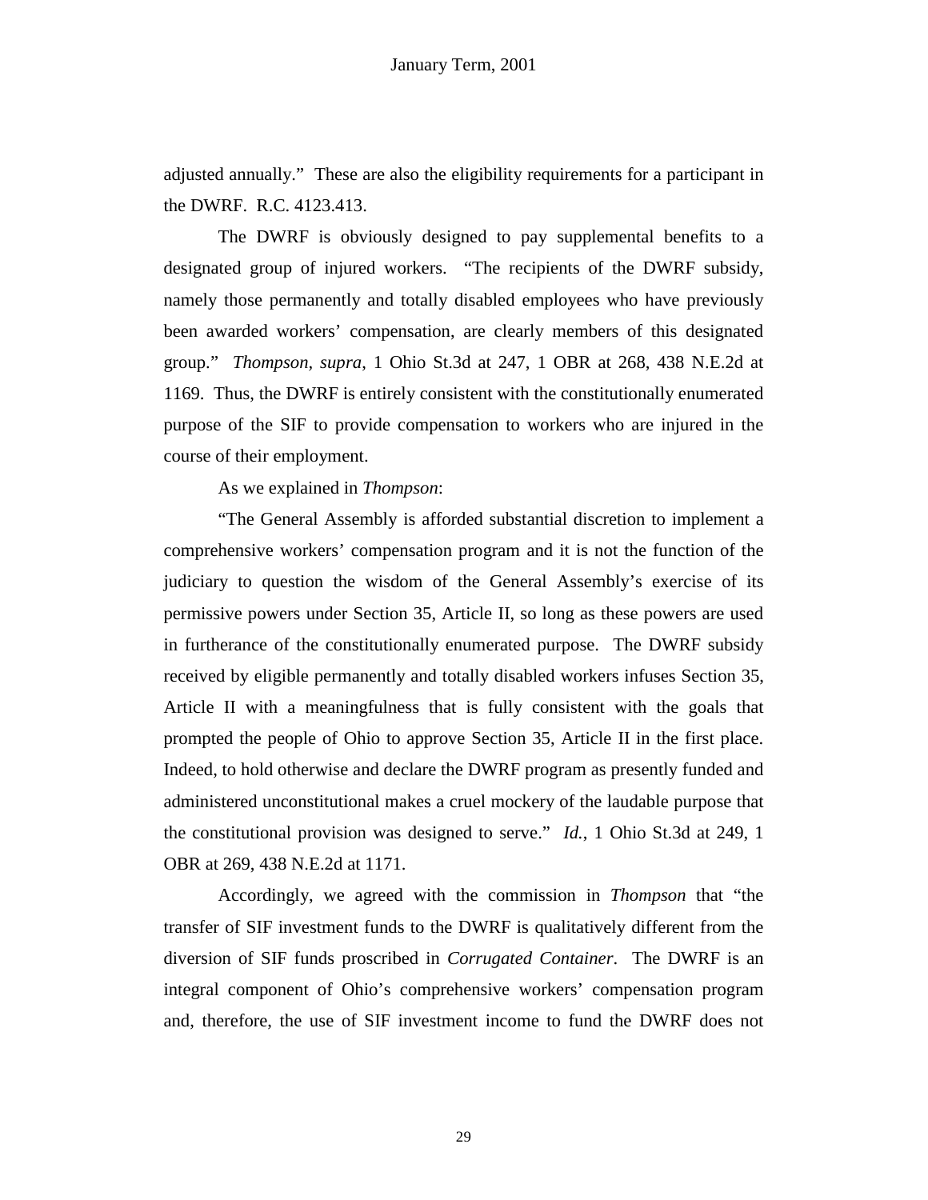adjusted annually." These are also the eligibility requirements for a participant in the DWRF. R.C. 4123.413.

The DWRF is obviously designed to pay supplemental benefits to a designated group of injured workers. "The recipients of the DWRF subsidy, namely those permanently and totally disabled employees who have previously been awarded workers' compensation, are clearly members of this designated group." *Thompson*, *supra*, 1 Ohio St.3d at 247, 1 OBR at 268, 438 N.E.2d at 1169. Thus, the DWRF is entirely consistent with the constitutionally enumerated purpose of the SIF to provide compensation to workers who are injured in the course of their employment.

As we explained in *Thompson*:

"The General Assembly is afforded substantial discretion to implement a comprehensive workers' compensation program and it is not the function of the judiciary to question the wisdom of the General Assembly's exercise of its permissive powers under Section 35, Article II, so long as these powers are used in furtherance of the constitutionally enumerated purpose. The DWRF subsidy received by eligible permanently and totally disabled workers infuses Section 35, Article II with a meaningfulness that is fully consistent with the goals that prompted the people of Ohio to approve Section 35, Article II in the first place. Indeed, to hold otherwise and declare the DWRF program as presently funded and administered unconstitutional makes a cruel mockery of the laudable purpose that the constitutional provision was designed to serve." *Id.*, 1 Ohio St.3d at 249, 1 OBR at 269, 438 N.E.2d at 1171.

Accordingly, we agreed with the commission in *Thompson* that "the transfer of SIF investment funds to the DWRF is qualitatively different from the diversion of SIF funds proscribed in *Corrugated Container*. The DWRF is an integral component of Ohio's comprehensive workers' compensation program and, therefore, the use of SIF investment income to fund the DWRF does not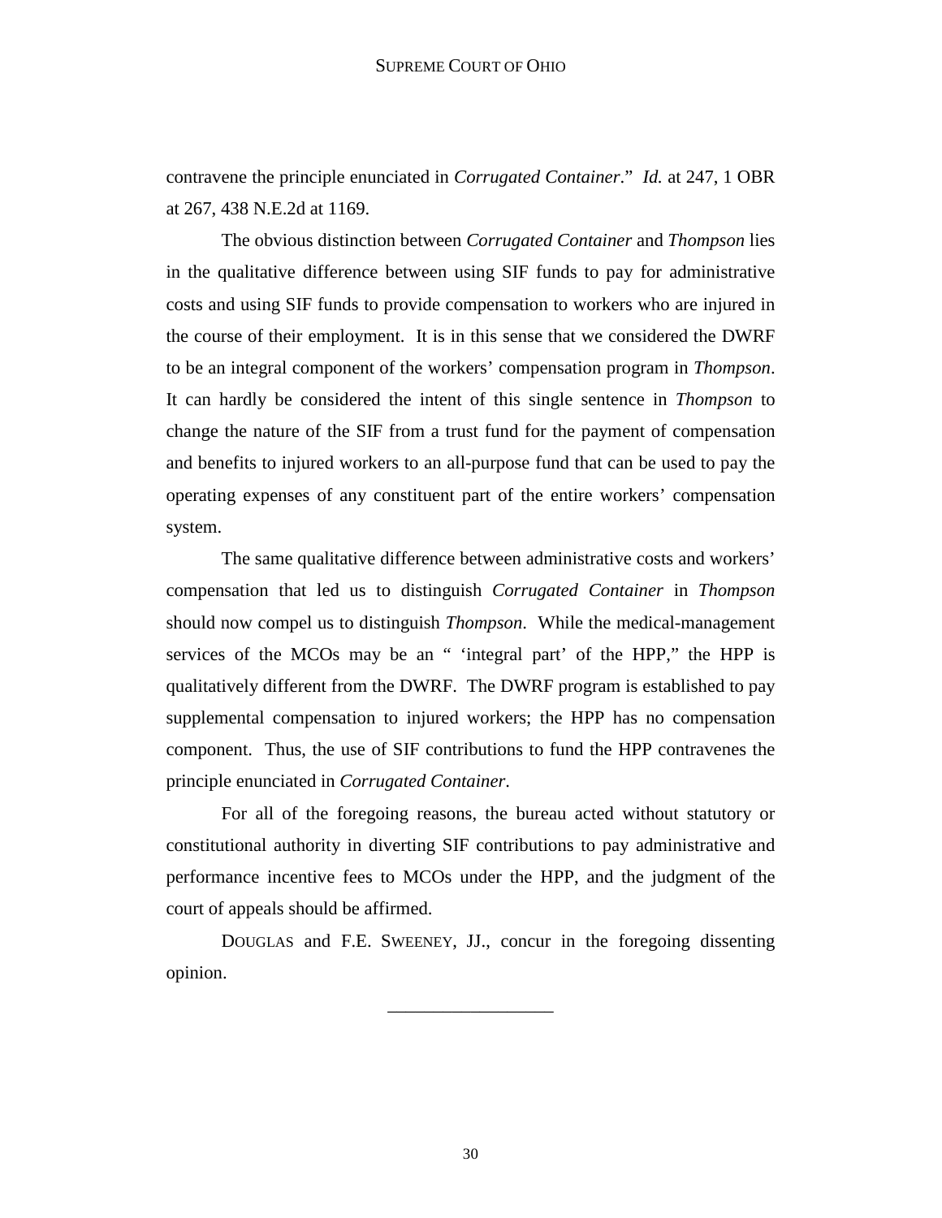contravene the principle enunciated in *Corrugated Container*." *Id.* at 247, 1 OBR at 267, 438 N.E.2d at 1169.

The obvious distinction between *Corrugated Container* and *Thompson* lies in the qualitative difference between using SIF funds to pay for administrative costs and using SIF funds to provide compensation to workers who are injured in the course of their employment. It is in this sense that we considered the DWRF to be an integral component of the workers' compensation program in *Thompson*. It can hardly be considered the intent of this single sentence in *Thompson* to change the nature of the SIF from a trust fund for the payment of compensation and benefits to injured workers to an all-purpose fund that can be used to pay the operating expenses of any constituent part of the entire workers' compensation system.

The same qualitative difference between administrative costs and workers' compensation that led us to distinguish *Corrugated Container* in *Thompson* should now compel us to distinguish *Thompson*. While the medical-management services of the MCOs may be an " 'integral part' of the HPP," the HPP is qualitatively different from the DWRF. The DWRF program is established to pay supplemental compensation to injured workers; the HPP has no compensation component. Thus, the use of SIF contributions to fund the HPP contravenes the principle enunciated in *Corrugated Container*.

For all of the foregoing reasons, the bureau acted without statutory or constitutional authority in diverting SIF contributions to pay administrative and performance incentive fees to MCOs under the HPP, and the judgment of the court of appeals should be affirmed.

DOUGLAS and F.E. SWEENEY, JJ., concur in the foregoing dissenting opinion.

__________________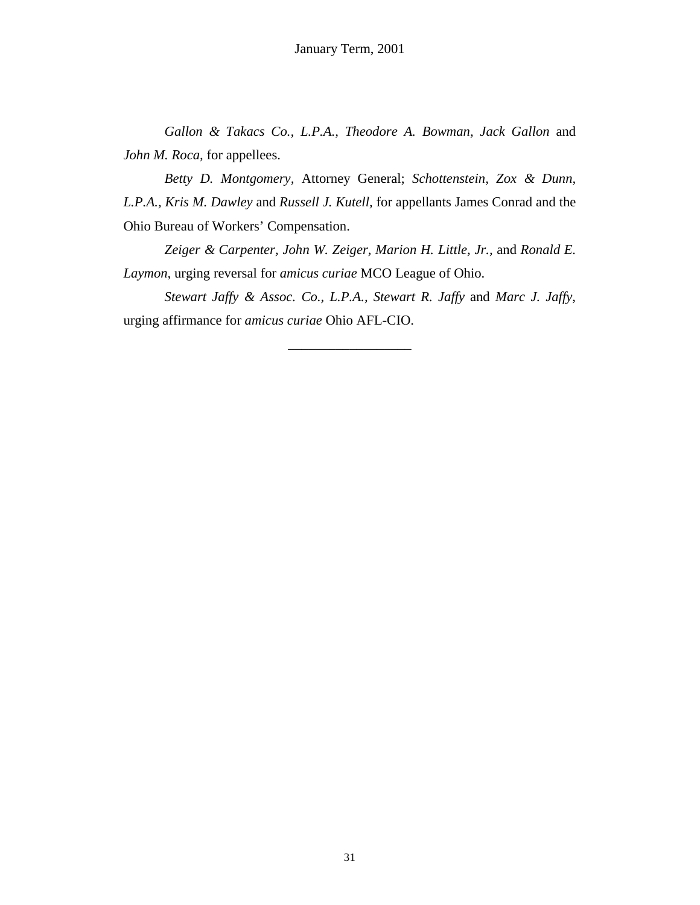*Gallon & Takacs Co., L.P.A.*, *Theodore A. Bowman*, *Jack Gallon* and *John M. Roca*, for appellees.

*Betty D. Montgomery*, Attorney General; *Schottenstein, Zox & Dunn, L.P.A.*, *Kris M. Dawley* and *Russell J. Kutell*, for appellants James Conrad and the Ohio Bureau of Workers' Compensation.

*Zeiger & Carpenter*, *John W. Zeiger*, *Marion H. Little, Jr.,* and *Ronald E. Laymon*, urging reversal for *amicus curiae* MCO League of Ohio.

*Stewart Jaffy & Assoc. Co., L.P.A.*, *Stewart R. Jaffy* and *Marc J. Jaffy*, urging affirmance for *amicus curiae* Ohio AFL-CIO.

__________________